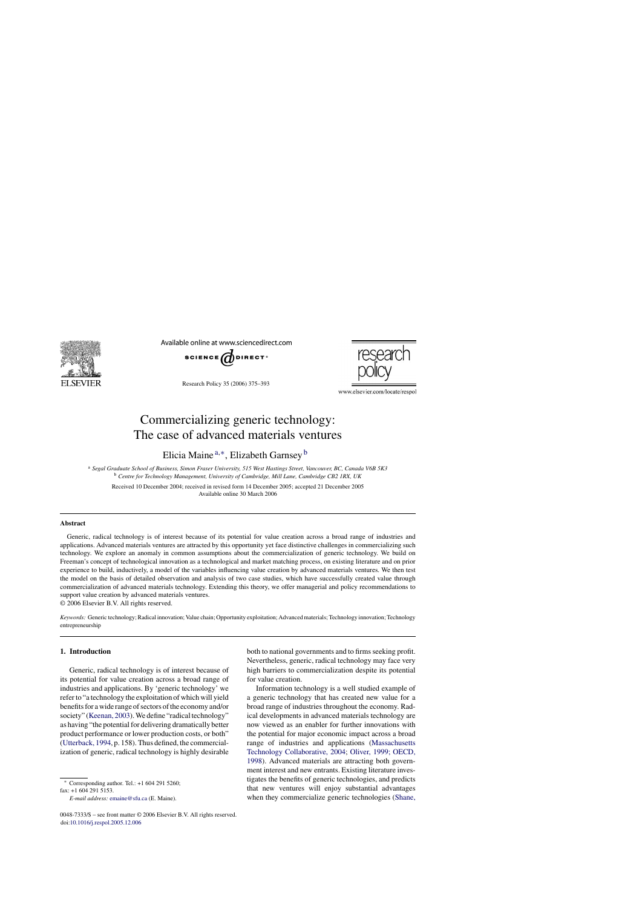# Commercializing generic technology: The case of advanced materials ventures

Elicia Maine [a,*], Elizabeth Garnsey [b]

[a] *Segal Graduate School of Business, Simon Fraser University, 515 West Hastings Street, Vancouver, BC, Canada V6B 5K3*
[b] *Centre for Technology Management, University of Cambridge, Mill Lane, Cambridge CB2 1RX, UK*

Received 10 December 2004; received in revised form 14 December 2005; accepted 21 December 2005
Available online 30 March 2006

## Abstract

Generic, radical technology is of interest because of its potential for value creation across a broad range of industries and applications. Advanced materials ventures are attracted by this opportunity yet face distinctive challenges in commercializing such technology. We explore an anomaly in common assumptions about the commercialization of generic technology. We build on Freeman's concept of technological innovation as a technological and market matching process, on existing literature and on prior experience to build, inductively, a model of the variables influencing value creation by advanced materials ventures. We then test the model on the basis of detailed observation and analysis of two case studies, which have successfully created value through commercialization of advanced materials technology. Extending this theory, we offer managerial and policy recommendations to support value creation by advanced materials ventures.
© 2006 Elsevier B.V. All rights reserved.

*Keywords:* Generic technology; Radical innovation; Value chain; Opportunity exploitation; Advanced materials; Technology innovation; Technology entrepreneurship

## 1. Introduction

Generic, radical technology is of interest because of its potential for value creation across a broad range of industries and applications. By 'generic technology' we refer to "a technology the exploitation of which will yield benefits for a wide range of sectors of the economy and/or society" (Keenan, 2003). We define "radical technology" as having "the potential for delivering dramatically better product performance or lower production costs, or both" (Utterback, 1994, p. 158). Thus defined, the commercialization of generic, radical technology is highly desirable both to national governments and to firms seeking profit. Nevertheless, generic, radical technology may face very high barriers to commercialization despite its potential for value creation.

Information technology is a well studied example of a generic technology that has created new value for a broad range of industries throughout the economy. Radical developments in advanced materials technology are now viewed as an enabler for further innovations with the potential for major economic impact across a broad range of industries and applications (Massachusetts Technology Collaborative, 2004; Oliver, 1999; OECD, 1998). Advanced materials are attracting both government interest and new entrants. Existing literature investigates the benefits of generic technologies, and predicts that new ventures will enjoy substantial advantages when they commercialize generic technologies (Shane,

* Corresponding author. Tel.: +1 604 291 5260; fax: +1 604 291 5153.
*E-mail address:* emaine@sfu.ca (E. Maine).

0048-7333/$ – see front matter © 2006 Elsevier B.V. All rights reserved.
doi:10.1016/j.respol.2005.12.006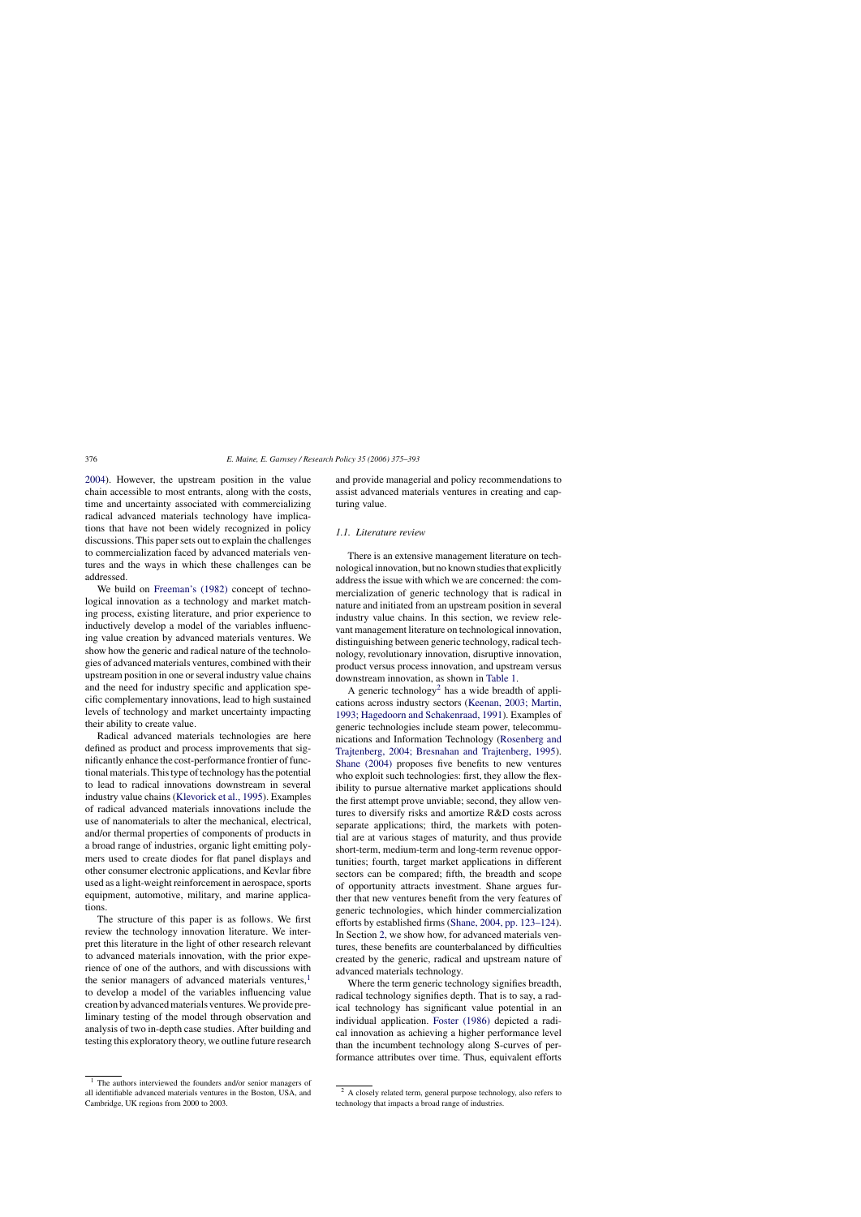2004). However, the upstream position in the value chain accessible to most entrants, along with the costs, time and uncertainty associated with commercializing radical advanced materials technology have implications that have not been widely recognized in policy discussions. This paper sets out to explain the challenges to commercialization faced by advanced materials ventures and the ways in which these challenges can be addressed.

We build on Freeman's (1982) concept of technological innovation as a technology and market matching process, existing literature, and prior experience to inductively develop a model of the variables influencing value creation by advanced materials ventures. We show how the generic and radical nature of the technologies of advanced materials ventures, combined with their upstream position in one or several industry value chains and the need for industry specific and application specific complementary innovations, lead to high sustained levels of technology and market uncertainty impacting their ability to create value.

Radical advanced materials technologies are here defined as product and process improvements that significantly enhance the cost-performance frontier of functional materials. This type of technology has the potential to lead to radical innovations downstream in several industry value chains (Klevorick et al., 1995). Examples of radical advanced materials innovations include the use of nanomaterials to alter the mechanical, electrical, and/or thermal properties of components of products in a broad range of industries, organic light emitting polymers used to create diodes for flat panel displays and other consumer electronic applications, and Kevlar fibre used as a light-weight reinforcement in aerospace, sports equipment, automotive, military, and marine applications.

The structure of this paper is as follows. We first review the technology innovation literature. We interpret this literature in the light of other research relevant to advanced materials innovation, with the prior experience of one of the authors, and with discussions with the senior managers of advanced materials ventures,[1] to develop a model of the variables influencing value creation by advanced materials ventures. We provide preliminary testing of the model through observation and analysis of two in-depth case studies. After building and testing this exploratory theory, we outline future research and provide managerial and policy recommendations to assist advanced materials ventures in creating and capturing value.

### 1.1. Literature review

There is an extensive management literature on technological innovation, but no known studies that explicitly address the issue with which we are concerned: the commercialization of generic technology that is radical in nature and initiated from an upstream position in several industry value chains. In this section, we review relevant management literature on technological innovation, distinguishing between generic technology, radical technology, revolutionary innovation, disruptive innovation, product versus process innovation, and upstream versus downstream innovation, as shown in Table 1.

A generic technology[2] has a wide breadth of applications across industry sectors (Keenan, 2003; Martin, 1993; Hagedoorn and Schakenraad, 1991). Examples of generic technologies include steam power, telecommunications and Information Technology (Rosenberg and Trajtenberg, 2004; Bresnahan and Trajtenberg, 1995). Shane (2004) proposes five benefits to new ventures who exploit such technologies: first, they allow the flexibility to pursue alternative market applications should the first attempt prove unviable; second, they allow ventures to diversify risks and amortize R&D costs across separate applications; third, the markets with potential are at various stages of maturity, and thus provide short-term, medium-term and long-term revenue opportunities; fourth, target market applications in different sectors can be compared; fifth, the breadth and scope of opportunity attracts investment. Shane argues further that new ventures benefit from the very features of generic technologies, which hinder commercialization efforts by established firms (Shane, 2004, pp. 123–124). In Section 2, we show how, for advanced materials ventures, these benefits are counterbalanced by difficulties created by the generic, radical and upstream nature of advanced materials technology.

Where the term generic technology signifies breadth, radical technology signifies depth. That is to say, a radical technology has significant value potential in an individual application. Foster (1986) depicted a radical innovation as achieving a higher performance level than the incumbent technology along S-curves of performance attributes over time. Thus, equivalent efforts

[1] The authors interviewed the founders and/or senior managers of all identifiable advanced materials ventures in the Boston, USA, and Cambridge, UK regions from 2000 to 2003.

[2] A closely related term, general purpose technology, also refers to technology that impacts a broad range of industries.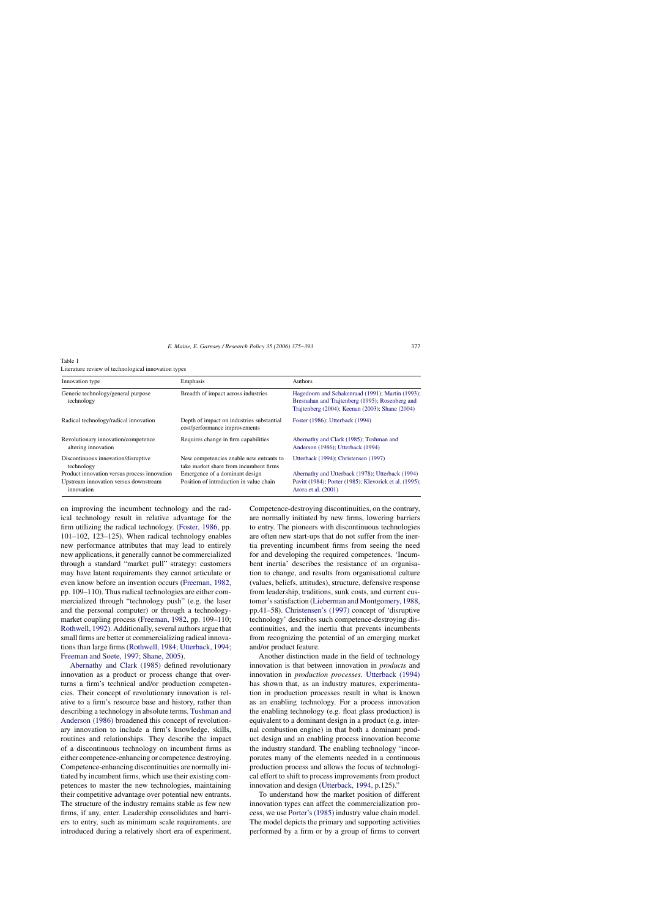Table 1
Literature review of technological innovation types

| Innovation type | Emphasis | Authors |
|---|---|---|
| Generic technology/general purpose technology | Breadth of impact across industries | Hagedoorn and Schakenraad (1991); Martin (1993); Bresnahan and Trajtenberg (1995); Rosenberg and Trajtenberg (2004); Keenan (2003); Shane (2004) |
| Radical technology/radical innovation | Depth of impact on industries substantial cost/performance improvements | Foster (1986); Utterback (1994) |
| Revolutionary innovation/competence altering innovation | Requires change in firm capabilities | Abernathy and Clark (1985); Tushman and Anderson (1986); Utterback (1994) |
| Discontinuous innovation/disruptive technology | New competencies enable new entrants to take market share from incumbent firms | Utterback (1994); Christensen (1997) |
| Product innovation versus process innovation | Emergence of a dominant design | Abernathy and Utterback (1978); Utterback (1994) |
| Upstream innovation versus downstream innovation | Position of introduction in value chain | Pavitt (1984); Porter (1985); Klevorick et al. (1995); Arora et al. (2001) |

on improving the incumbent technology and the radical technology result in relative advantage for the firm utilizing the radical technology. (Foster, 1986, pp. 101–102, 123–125). When radical technology enables new performance attributes that may lead to entirely new applications, it generally cannot be commercialized through a standard "market pull" strategy: customers may have latent requirements they cannot articulate or even know before an invention occurs (Freeman, 1982, pp. 109–110). Thus radical technologies are either commercialized through "technology push" (e.g. the laser and the personal computer) or through a technology-market coupling process (Freeman, 1982, pp. 109–110; Rothwell, 1992). Additionally, several authors argue that small firms are better at commercializing radical innovations than large firms (Rothwell, 1984; Utterback, 1994; Freeman and Soete, 1997; Shane, 2005).

Abernathy and Clark (1985) defined revolutionary innovation as a product or process change that overturns a firm's technical and/or production competencies. Their concept of revolutionary innovation is relative to a firm's resource base and history, rather than describing a technology in absolute terms. Tushman and Anderson (1986) broadened this concept of revolutionary innovation to include a firm's knowledge, skills, routines and relationships. They describe the impact of a discontinuous technology on incumbent firms as either competence-enhancing or competence destroying. Competence-enhancing discontinuities are normally initiated by incumbent firms, which use their existing competences to master the new technologies, maintaining their competitive advantage over potential new entrants. The structure of the industry remains stable as few new firms, if any, enter. Leadership consolidates and barriers to entry, such as minimum scale requirements, are introduced during a relatively short era of experiment. Competence-destroying discontinuities, on the contrary, are normally initiated by new firms, lowering barriers to entry. The pioneers with discontinuous technologies are often new start-ups that do not suffer from the inertia preventing incumbent firms from seeing the need for and developing the required competences. 'Incumbent inertia' describes the resistance of an organisation to change, and results from organisational culture (values, beliefs, attitudes), structure, defensive response from leadership, traditions, sunk costs, and current customer's satisfaction (Lieberman and Montgomery, 1988, pp.41–58). Christensen's (1997) concept of 'disruptive technology' describes such competence-destroying discontinuities, and the inertia that prevents incumbents from recognizing the potential of an emerging market and/or product feature.

Another distinction made in the field of technology innovation is that between innovation in *products* and innovation in *production processes*. Utterback (1994) has shown that, as an industry matures, experimentation in production processes result in what is known as an enabling technology. For a process innovation the enabling technology (e.g. float glass production) is equivalent to a dominant design in a product (e.g. internal combustion engine) in that both a dominant product design and an enabling process innovation become the industry standard. The enabling technology "incorporates many of the elements needed in a continuous production process and allows the focus of technological effort to shift to process improvements from product innovation and design (Utterback, 1994, p.125)."

To understand how the market position of different innovation types can affect the commercialization process, we use Porter's (1985) industry value chain model. The model depicts the primary and supporting activities performed by a firm or by a group of firms to convert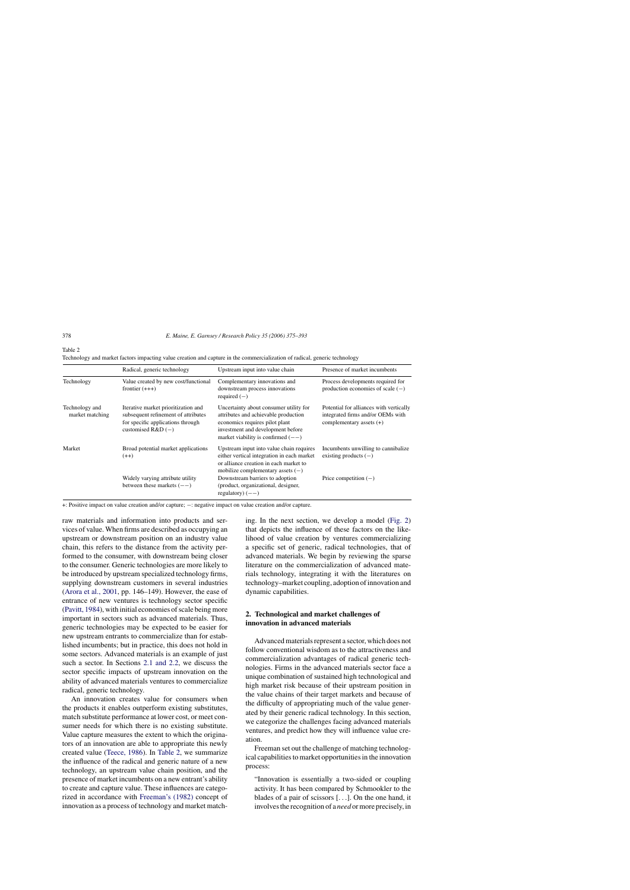Table 2
Technology and market factors impacting value creation and capture in the commercialization of radical, generic technology

| | Radical, generic technology | Upstream input into value chain | Presence of market incumbents |
|---|---|---|---|
| Technology | Value created by new cost/functional frontier (+++) | Complementary innovations and downstream process innovations required (−) | Process developments required for production economies of scale (−) |
| Technology and market matching | Iterative market prioritization and subsequent refinement of attributes for specific applications through customised R&D (−) | Uncertainty about consumer utility for attributes and achievable production economics requires pilot plant investment and development before market viability is confirmed (−−) | Potential for alliances with vertically integrated firms and/or OEMs with complementary assets (+) |
| Market | Broad potential market applications (++) | Upstream input into value chain requires either vertical integration in each market or alliance creation in each market to mobilize complementary assets (−) | Incumbents unwilling to cannibalize existing products (−) |
| | Widely varying attribute utility between these markets (−−) | Downstream barriers to adoption (product, organizational, designer, regulatory) (−−) | Price competition (−) |

+: Positive impact on value creation and/or capture; −: negative impact on value creation and/or capture.

raw materials and information into products and services of value. When firms are described as occupying an upstream or downstream position on an industry value chain, this refers to the distance from the activity performed to the consumer, with downstream being closer to the consumer. Generic technologies are more likely to be introduced by upstream specialized technology firms, supplying downstream customers in several industries (Arora et al., 2001, pp. 146–149). However, the ease of entrance of new ventures is technology sector specific (Pavitt, 1984), with initial economies of scale being more important in sectors such as advanced materials. Thus, generic technologies may be expected to be easier for new upstream entrants to commercialize than for established incumbents; but in practice, this does not hold in some sectors. Advanced materials is an example of just such a sector. In Sections 2.1 and 2.2, we discuss the sector specific impacts of upstream innovation on the ability of advanced materials ventures to commercialize radical, generic technology.

An innovation creates value for consumers when the products it enables outperform existing substitutes, match substitute performance at lower cost, or meet consumer needs for which there is no existing substitute. Value capture measures the extent to which the originators of an innovation are able to appropriate this newly created value (Teece, 1986). In Table 2, we summarize the influence of the radical and generic nature of a new technology, an upstream value chain position, and the presence of market incumbents on a new entrant's ability to create and capture value. These influences are categorized in accordance with Freeman's (1982) concept of innovation as a process of technology and market matching. In the next section, we develop a model (Fig. 2) that depicts the influence of these factors on the likelihood of value creation by ventures commercializing a specific set of generic, radical technologies, that of advanced materials. We begin by reviewing the sparse literature on the commercialization of advanced materials technology, integrating it with the literatures on technology–market coupling, adoption of innovation and dynamic capabilities.

## 2. Technological and market challenges of innovation in advanced materials

Advanced materials represent a sector, which does not follow conventional wisdom as to the attractiveness and commercialization advantages of radical generic technologies. Firms in the advanced materials sector face a unique combination of sustained high technological and high market risk because of their upstream position in the value chains of their target markets and because of the difficulty of appropriating much of the value generated by their generic radical technology. In this section, we categorize the challenges facing advanced materials ventures, and predict how they will influence value creation.

Freeman set out the challenge of matching technological capabilities to market opportunities in the innovation process:

> "Innovation is essentially a two-sided or coupling activity. It has been compared by Schmookler to the blades of a pair of scissors [. . .]. On the one hand, it involves the recognition of a *need* or more precisely, in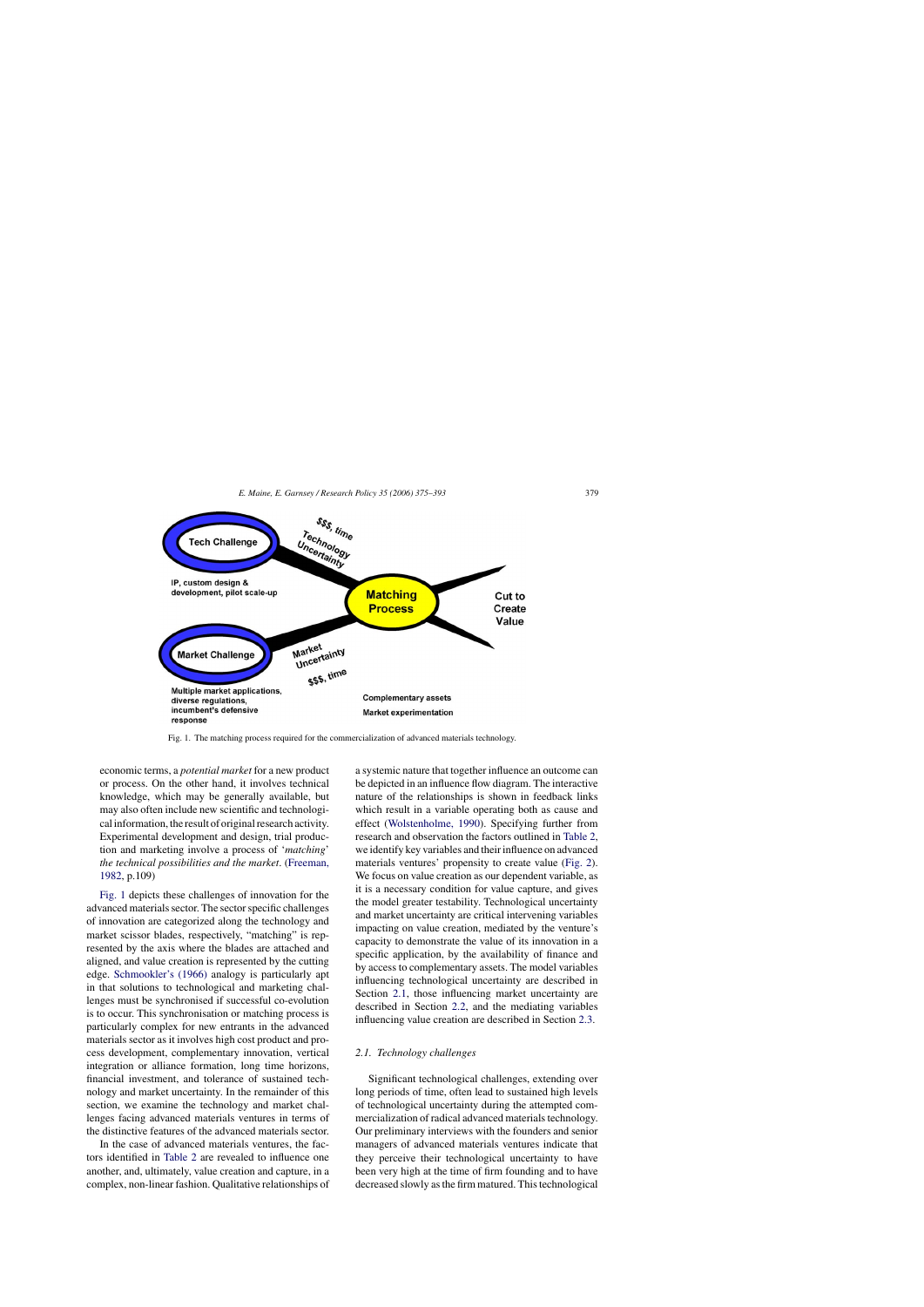Tech Challenge

IP, custom design & development, pilot scale-up

$$$, time

Technology Uncertainty

Matching Process

Cut to Create Value

Market Challenge

Market Uncertainty

$$$, time

Multiple market applications, diverse regulations, incumbent's defensive response

Complementary assets

Market experimentation

Fig. 1. The matching process required for the commercialization of advanced materials technology.

economic terms, a *potential market* for a new product or process. On the other hand, it involves technical knowledge, which may be generally available, but may also often include new scientific and technological information, the result of original research activity. Experimental development and design, trial production and marketing involve a process of '*matching' the technical possibilities and the market*. (Freeman, 1982, p.109)

Fig. 1 depicts these challenges of innovation for the advanced materials sector. The sector specific challenges of innovation are categorized along the technology and market scissor blades, respectively, "matching" is represented by the axis where the blades are attached and aligned, and value creation is represented by the cutting edge. Schmookler's (1966) analogy is particularly apt in that solutions to technological and marketing challenges must be synchronised if successful co-evolution is to occur. This synchronisation or matching process is particularly complex for new entrants in the advanced materials sector as it involves high cost product and process development, complementary innovation, vertical integration or alliance formation, long time horizons, financial investment, and tolerance of sustained technology and market uncertainty. In the remainder of this section, we examine the technology and market challenges facing advanced materials ventures in terms of the distinctive features of the advanced materials sector.

In the case of advanced materials ventures, the factors identified in Table 2 are revealed to influence one another, and, ultimately, value creation and capture, in a complex, non-linear fashion. Qualitative relationships of a systemic nature that together influence an outcome can be depicted in an influence flow diagram. The interactive nature of the relationships is shown in feedback links which result in a variable operating both as cause and effect (Wolstenholme, 1990). Specifying further from research and observation the factors outlined in Table 2, we identify key variables and their influence on advanced materials ventures' propensity to create value (Fig. 2). We focus on value creation as our dependent variable, as it is a necessary condition for value capture, and gives the model greater testability. Technological uncertainty and market uncertainty are critical intervening variables impacting on value creation, mediated by the venture's capacity to demonstrate the value of its innovation in a specific application, by the availability of finance and by access to complementary assets. The model variables influencing technological uncertainty are described in Section 2.1, those influencing market uncertainty are described in Section 2.2, and the mediating variables influencing value creation are described in Section 2.3.

### *2.1. Technology challenges*

Significant technological challenges, extending over long periods of time, often lead to sustained high levels of technological uncertainty during the attempted commercialization of radical advanced materials technology. Our preliminary interviews with the founders and senior managers of advanced materials ventures indicate that they perceive their technological uncertainty to have been very high at the time of firm founding and to have decreased slowly as the firm matured. This technological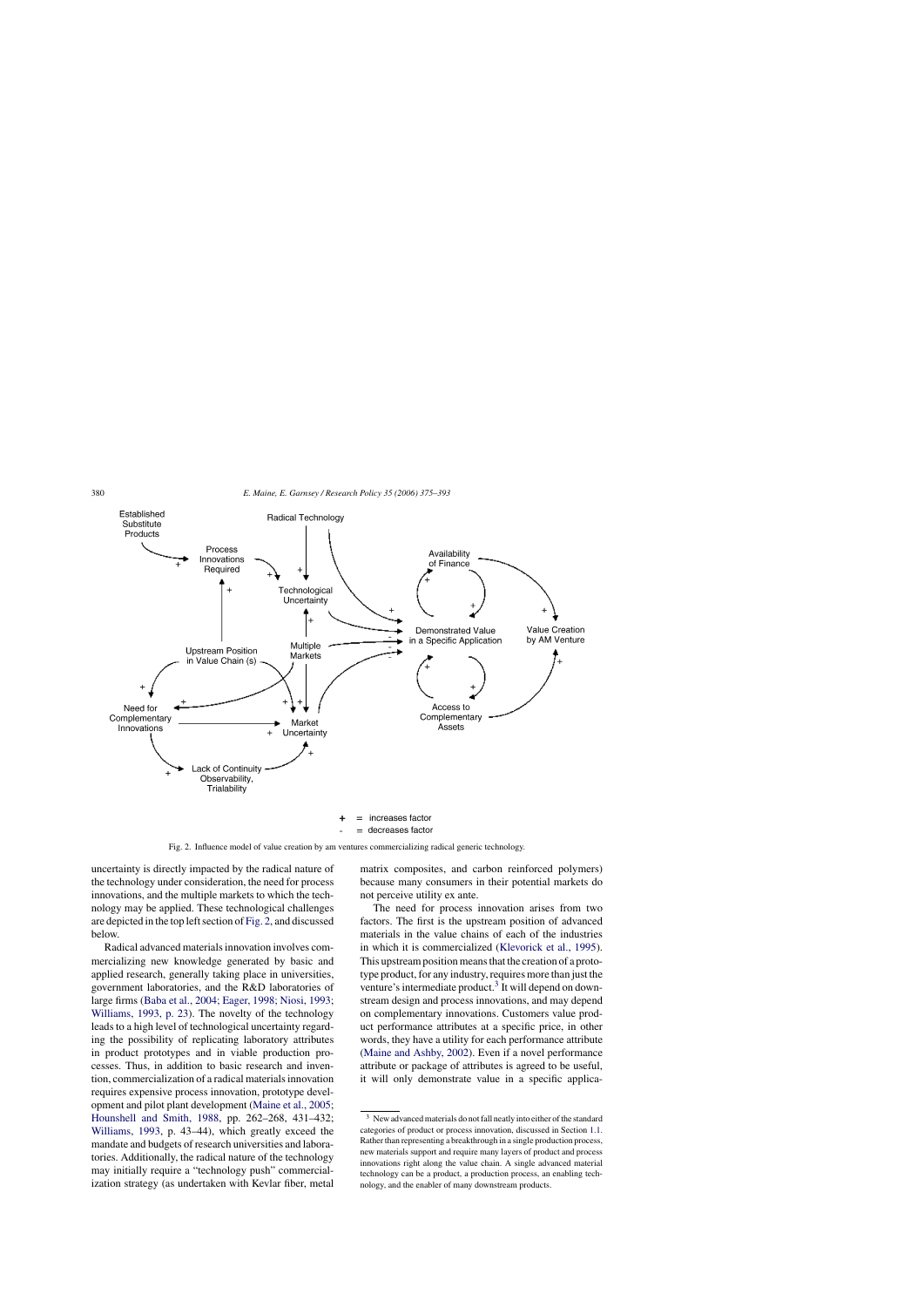Fig. 2. Influence model of value creation by am ventures commercializing radical generic technology.

uncertainty is directly impacted by the radical nature of the technology under consideration, the need for process innovations, and the multiple markets to which the technology may be applied. These technological challenges are depicted in the top left section of Fig. 2, and discussed below.

Radical advanced materials innovation involves commercializing new knowledge generated by basic and applied research, generally taking place in universities, government laboratories, and the R&D laboratories of large firms (Baba et al., 2004; Eager, 1998; Niosi, 1993; Williams, 1993, p. 23). The novelty of the technology leads to a high level of technological uncertainty regarding the possibility of replicating laboratory attributes in product prototypes and in viable production processes. Thus, in addition to basic research and invention, commercialization of a radical materials innovation requires expensive process innovation, prototype development and pilot plant development (Maine et al., 2005; Hounshell and Smith, 1988, pp. 262–268, 431–432; Williams, 1993, p. 43–44), which greatly exceed the mandate and budgets of research universities and laboratories. Additionally, the radical nature of the technology may initially require a "technology push" commercialization strategy (as undertaken with Kevlar fiber, metal matrix composites, and carbon reinforced polymers) because many consumers in their potential markets do not perceive utility ex ante.

The need for process innovation arises from two factors. The first is the upstream position of advanced materials in the value chains of each of the industries in which it is commercialized (Klevorick et al., 1995). This upstream position means that the creation of a prototype product, for any industry, requires more than just the venture's intermediate product.[3] It will depend on downstream design and process innovations, and may depend on complementary innovations. Customers value product performance attributes at a specific price, in other words, they have a utility for each performance attribute (Maine and Ashby, 2002). Even if a novel performance attribute or package of attributes is agreed to be useful, it will only demonstrate value in a specific applica-

[3] New advanced materials do not fall neatly into either of the standard categories of product or process innovation, discussed in Section 1.1. Rather than representing a breakthrough in a single production process, new materials support and require many layers of product and process innovations right along the value chain. A single advanced material technology can be a product, a production process, an enabling technology, and the enabler of many downstream products.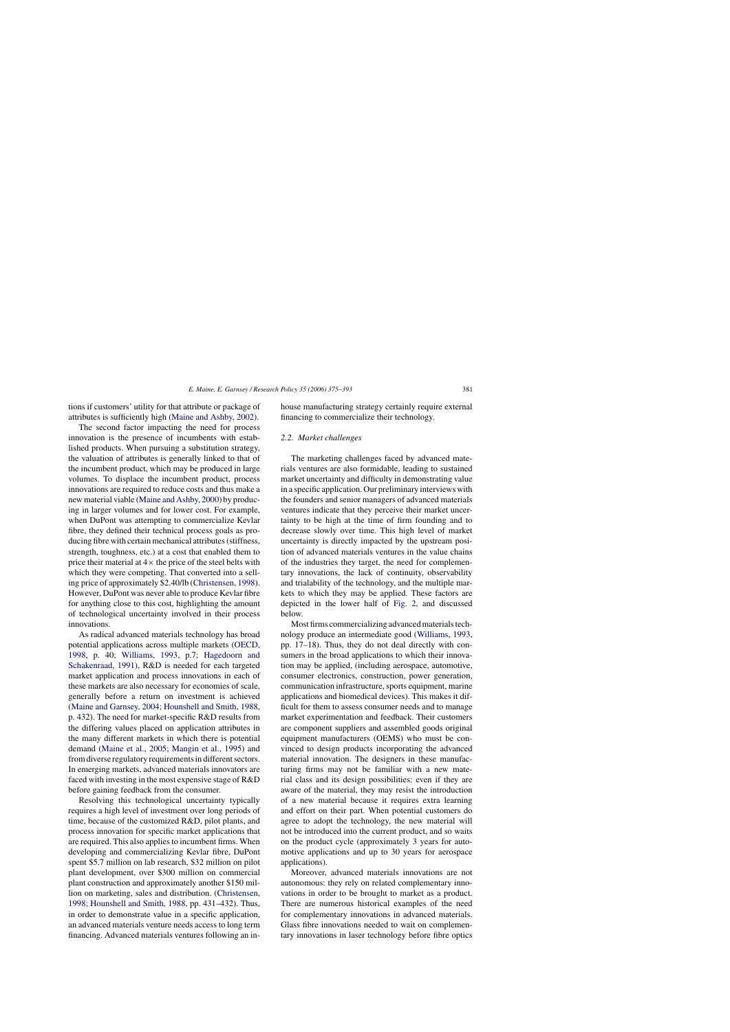tions if customers' utility for that attribute or package of attributes is sufficiently high (Maine and Ashby, 2002).

The second factor impacting the need for process innovation is the presence of incumbents with established products. When pursuing a substitution strategy, the valuation of attributes is generally linked to that of the incumbent product, which may be produced in large volumes. To displace the incumbent product, process innovations are required to reduce costs and thus make a new material viable (Maine and Ashby, 2000) by producing in larger volumes and for lower cost. For example, when DuPont was attempting to commercialize Kevlar fibre, they defined their technical process goals as producing fibre with certain mechanical attributes (stiffness, strength, toughness, etc.) at a cost that enabled them to price their material at 4× the price of the steel belts with which they were competing. That converted into a selling price of approximately $2.40/lb (Christensen, 1998). However, DuPont was never able to produce Kevlar fibre for anything close to this cost, highlighting the amount of technological uncertainty involved in their process innovations.

As radical advanced materials technology has broad potential applications across multiple markets (OECD, 1998, p. 40; Williams, 1993, p.7; Hagedoorn and Schakenraad, 1991), R&D is needed for each targeted market application and process innovations in each of these markets are also necessary for economies of scale, generally before a return on investment is achieved (Maine and Garnsey, 2004; Hounshell and Smith, 1988, p. 432). The need for market-specific R&D results from the differing values placed on application attributes in the many different markets in which there is potential demand (Maine et al., 2005; Mangin et al., 1995) and from diverse regulatory requirements in different sectors. In emerging markets, advanced materials innovators are faced with investing in the most expensive stage of R&D before gaining feedback from the consumer.

Resolving this technological uncertainty typically requires a high level of investment over long periods of time, because of the customized R&D, pilot plants, and process innovation for specific market applications that are required. This also applies to incumbent firms. When developing and commercializing Kevlar fibre, DuPont spent $5.7 million on lab research, $32 million on pilot plant development, over $300 million on commercial plant construction and approximately another $150 million on marketing, sales and distribution. (Christensen, 1998; Hounshell and Smith, 1988, pp. 431–432). Thus, in order to demonstrate value in a specific application, an advanced materials venture needs access to long term financing. Advanced materials ventures following an in-house manufacturing strategy certainly require external financing to commercialize their technology.

### 2.2. Market challenges

The marketing challenges faced by advanced materials ventures are also formidable, leading to sustained market uncertainty and difficulty in demonstrating value in a specific application. Our preliminary interviews with the founders and senior managers of advanced materials ventures indicate that they perceive their market uncertainty to be high at the time of firm founding and to decrease slowly over time. This high level of market uncertainty is directly impacted by the upstream position of advanced materials ventures in the value chains of the industries they target, the need for complementary innovations, the lack of continuity, observability and trialability of the technology, and the multiple markets to which they may be applied. These factors are depicted in the lower half of Fig. 2, and discussed below.

Most firms commercializing advanced materials technology produce an intermediate good (Williams, 1993, pp. 17–18). Thus, they do not deal directly with consumers in the broad applications to which their innovation may be applied, (including aerospace, automotive, consumer electronics, construction, power generation, communication infrastructure, sports equipment, marine applications and biomedical devices). This makes it difficult for them to assess consumer needs and to manage market experimentation and feedback. Their customers are component suppliers and assembled goods original equipment manufacturers (OEMS) who must be convinced to design products incorporating the advanced material innovation. The designers in these manufacturing firms may not be familiar with a new material class and its design possibilities: even if they are aware of the material, they may resist the introduction of a new material because it requires extra learning and effort on their part. When potential customers do agree to adopt the technology, the new material will not be introduced into the current product, and so waits on the product cycle (approximately 3 years for automotive applications and up to 30 years for aerospace applications).

Moreover, advanced materials innovations are not autonomous: they rely on related complementary innovations in order to be brought to market as a product. There are numerous historical examples of the need for complementary innovations in advanced materials. Glass fibre innovations needed to wait on complementary innovations in laser technology before fibre optics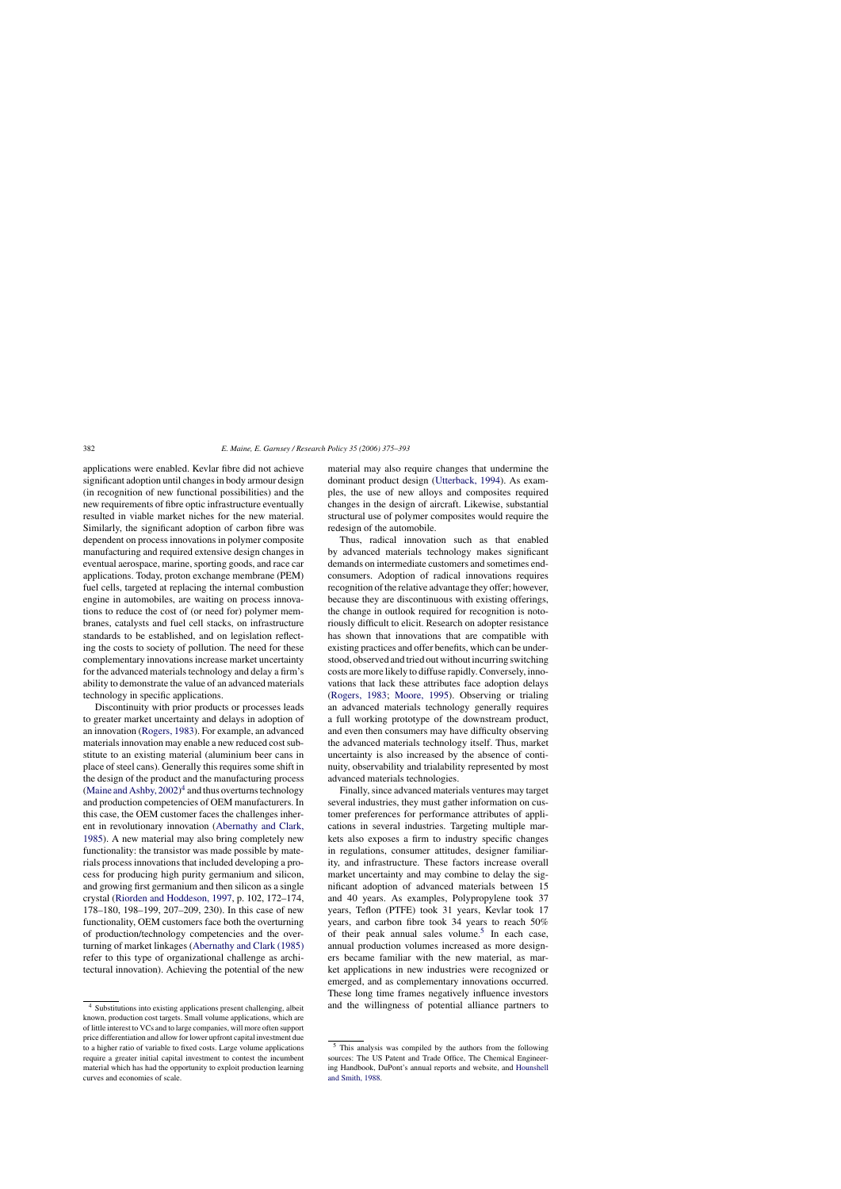applications were enabled. Kevlar fibre did not achieve significant adoption until changes in body armour design (in recognition of new functional possibilities) and the new requirements of fibre optic infrastructure eventually resulted in viable market niches for the new material. Similarly, the significant adoption of carbon fibre was dependent on process innovations in polymer composite manufacturing and required extensive design changes in eventual aerospace, marine, sporting goods, and race car applications. Today, proton exchange membrane (PEM) fuel cells, targeted at replacing the internal combustion engine in automobiles, are waiting on process innovations to reduce the cost of (or need for) polymer membranes, catalysts and fuel cell stacks, on infrastructure standards to be established, and on legislation reflecting the costs to society of pollution. The need for these complementary innovations increase market uncertainty for the advanced materials technology and delay a firm's ability to demonstrate the value of an advanced materials technology in specific applications.

Discontinuity with prior products or processes leads to greater market uncertainty and delays in adoption of an innovation (Rogers, 1983). For example, an advanced materials innovation may enable a new reduced cost substitute to an existing material (aluminium beer cans in place of steel cans). Generally this requires some shift in the design of the product and the manufacturing process (Maine and Ashby, 2002)[4] and thus overturns technology and production competencies of OEM manufacturers. In this case, the OEM customer faces the challenges inherent in revolutionary innovation (Abernathy and Clark, 1985). A new material may also bring completely new functionality: the transistor was made possible by materials process innovations that included developing a process for producing high purity germanium and silicon, and growing first germanium and then silicon as a single crystal (Riorden and Hoddeson, 1997, p. 102, 172–174, 178–180, 198–199, 207–209, 230). In this case of new functionality, OEM customers face both the overturning of production/technology competencies and the overturning of market linkages (Abernathy and Clark (1985) refer to this type of organizational challenge as architectural innovation). Achieving the potential of the new material may also require changes that undermine the dominant product design (Utterback, 1994). As examples, the use of new alloys and composites required changes in the design of aircraft. Likewise, substantial structural use of polymer composites would require the redesign of the automobile.

Thus, radical innovation such as that enabled by advanced materials technology makes significant demands on intermediate customers and sometimes end-consumers. Adoption of radical innovations requires recognition of the relative advantage they offer; however, because they are discontinuous with existing offerings, the change in outlook required for recognition is notoriously difficult to elicit. Research on adopter resistance has shown that innovations that are compatible with existing practices and offer benefits, which can be understood, observed and tried out without incurring switching costs are more likely to diffuse rapidly. Conversely, innovations that lack these attributes face adoption delays (Rogers, 1983; Moore, 1995). Observing or trialing an advanced materials technology generally requires a full working prototype of the downstream product, and even then consumers may have difficulty observing the advanced materials technology itself. Thus, market uncertainty is also increased by the absence of continuity, observability and trialability represented by most advanced materials technologies.

Finally, since advanced materials ventures may target several industries, they must gather information on customer preferences for performance attributes of applications in several industries. Targeting multiple markets also exposes a firm to industry specific changes in regulations, consumer attitudes, designer familiarity, and infrastructure. These factors increase overall market uncertainty and may combine to delay the significant adoption of advanced materials between 15 and 40 years. As examples, Polypropylene took 37 years, Teflon (PTFE) took 31 years, Kevlar took 17 years, and carbon fibre took 34 years to reach 50% of their peak annual sales volume.[5] In each case, annual production volumes increased as more designers became familiar with the new material, as market applications in new industries were recognized or emerged, and as complementary innovations occurred. These long time frames negatively influence investors and the willingness of potential alliance partners to

---

[4] Substitutions into existing applications present challenging, albeit known, production cost targets. Small volume applications, which are of little interest to VCs and to large companies, will more often support price differentiation and allow for lower upfront capital investment due to a higher ratio of variable to fixed costs. Large volume applications require a greater initial capital investment to contest the incumbent material which has had the opportunity to exploit production learning curves and economies of scale.

[5] This analysis was compiled by the authors from the following sources: The US Patent and Trade Office, The Chemical Engineering Handbook, DuPont's annual reports and website, and Hounshell and Smith, 1988.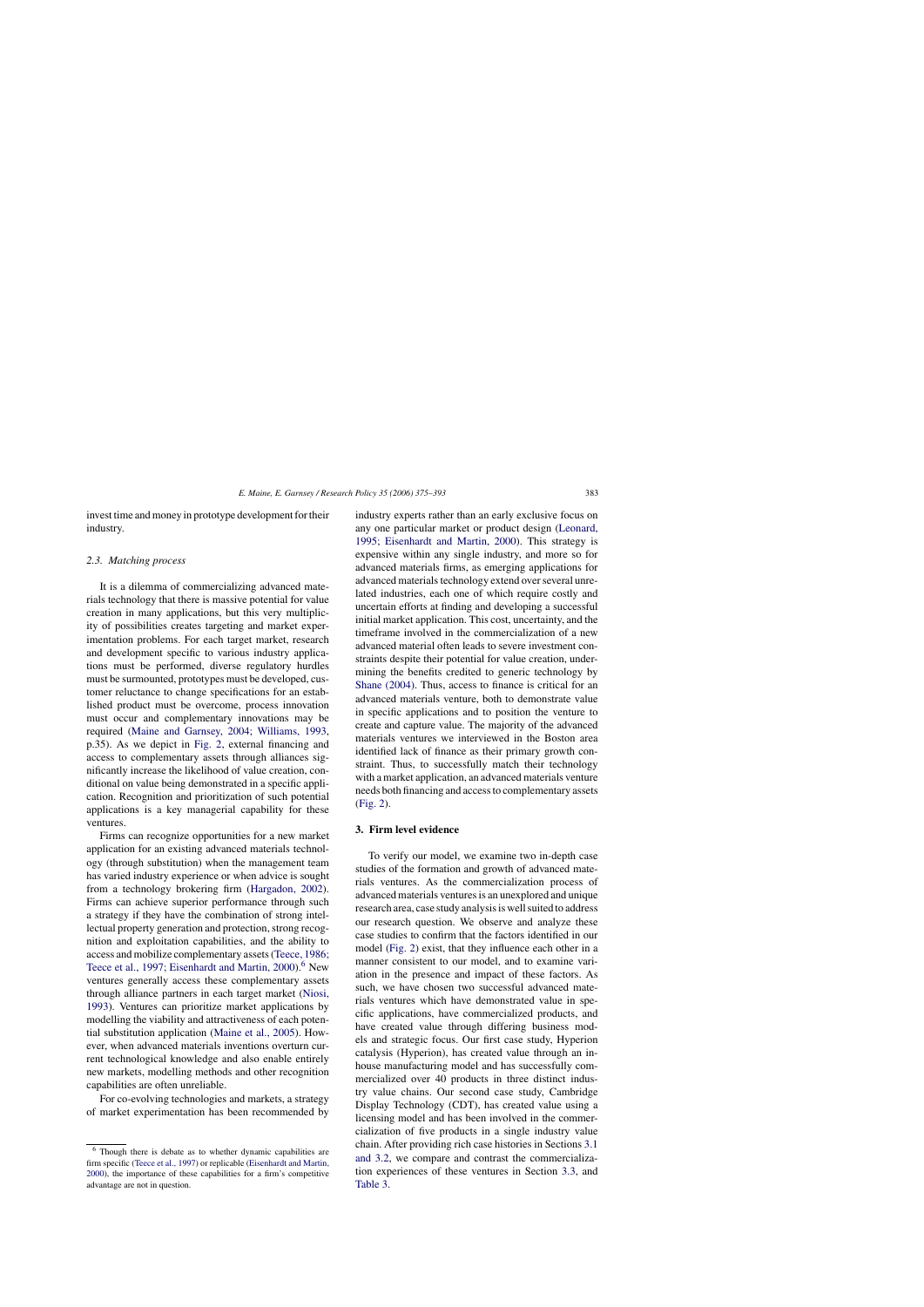invest time and money in prototype development for their industry.

### 2.3. Matching process

It is a dilemma of commercializing advanced materials technology that there is massive potential for value creation in many applications, but this very multiplicity of possibilities creates targeting and market experimentation problems. For each target market, research and development specific to various industry applications must be performed, diverse regulatory hurdles must be surmounted, prototypes must be developed, customer reluctance to change specifications for an established product must be overcome, process innovation must occur and complementary innovations may be required (Maine and Garnsey, 2004; Williams, 1993, p.35). As we depict in Fig. 2, external financing and access to complementary assets through alliances significantly increase the likelihood of value creation, conditional on value being demonstrated in a specific application. Recognition and prioritization of such potential applications is a key managerial capability for these ventures.

Firms can recognize opportunities for a new market application for an existing advanced materials technology (through substitution) when the management team has varied industry experience or when advice is sought from a technology brokering firm (Hargadon, 2002). Firms can achieve superior performance through such a strategy if they have the combination of strong intellectual property generation and protection, strong recognition and exploitation capabilities, and the ability to access and mobilize complementary assets (Teece, 1986; Teece et al., 1997; Eisenhardt and Martin, 2000).[6] New ventures generally access these complementary assets through alliance partners in each target market (Niosi, 1993). Ventures can prioritize market applications by modelling the viability and attractiveness of each potential substitution application (Maine et al., 2005). However, when advanced materials inventions overturn current technological knowledge and also enable entirely new markets, modelling methods and other recognition capabilities are often unreliable.

For co-evolving technologies and markets, a strategy of market experimentation has been recommended by industry experts rather than an early exclusive focus on any one particular market or product design (Leonard, 1995; Eisenhardt and Martin, 2000). This strategy is expensive within any single industry, and more so for advanced materials firms, as emerging applications for advanced materials technology extend over several unrelated industries, each one of which require costly and uncertain efforts at finding and developing a successful initial market application. This cost, uncertainty, and the timeframe involved in the commercialization of a new advanced material often leads to severe investment constraints despite their potential for value creation, undermining the benefits credited to generic technology by Shane (2004). Thus, access to finance is critical for an advanced materials venture, both to demonstrate value in specific applications and to position the venture to create and capture value. The majority of the advanced materials ventures we interviewed in the Boston area identified lack of finance as their primary growth constraint. Thus, to successfully match their technology with a market application, an advanced materials venture needs both financing and access to complementary assets (Fig. 2).

## 3. Firm level evidence

To verify our model, we examine two in-depth case studies of the formation and growth of advanced materials ventures. As the commercialization process of advanced materials ventures is an unexplored and unique research area, case study analysis is well suited to address our research question. We observe and analyze these case studies to confirm that the factors identified in our model (Fig. 2) exist, that they influence each other in a manner consistent to our model, and to examine variation in the presence and impact of these factors. As such, we have chosen two successful advanced materials ventures which have demonstrated value in specific applications, have commercialized products, and have created value through differing business models and strategic focus. Our first case study, Hyperion catalysis (Hyperion), has created value through an in-house manufacturing model and has successfully commercialized over 40 products in three distinct industry value chains. Our second case study, Cambridge Display Technology (CDT), has created value using a licensing model and has been involved in the commercialization of five products in a single industry value chain. After providing rich case histories in Sections 3.1 and 3.2, we compare and contrast the commercialization experiences of these ventures in Section 3.3, and Table 3.

[6] Though there is debate as to whether dynamic capabilities are firm specific (Teece et al., 1997) or replicable (Eisenhardt and Martin, 2000), the importance of these capabilities for a firm's competitive advantage are not in question.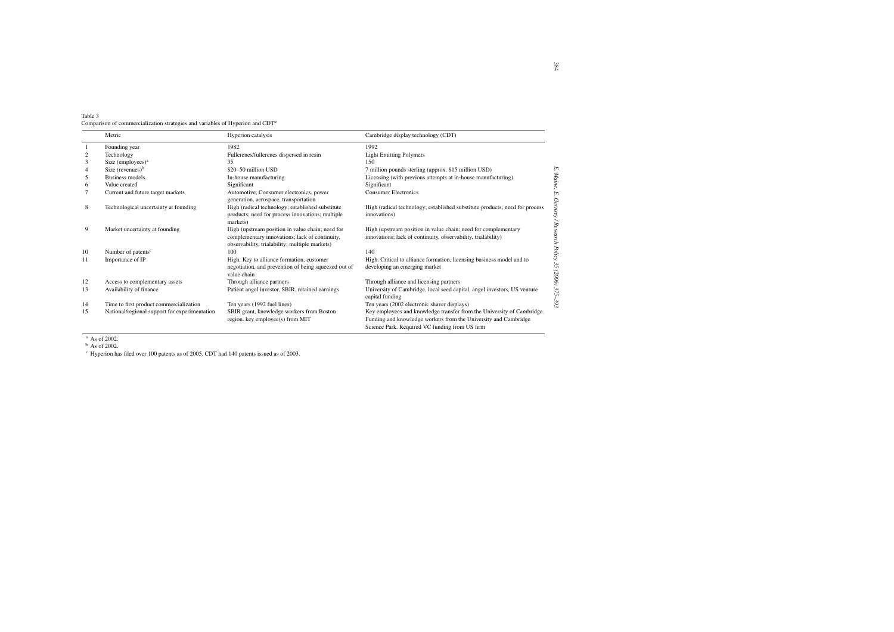Table 3
Comparison of commercialization strategies and variables of Hyperion and CDT[a]

| | Metric | Hyperion catalysis | Cambridge display technology (CDT) |
|---|---|---|---|
| 1 | Founding year | 1982 | 1992 |
| 2 | Technology | Fullerenes/fullerenes dispersed in resin | Light Emitting Polymers |
| 3 | Size (employees)[a] | 35 | 150 |
| 4 | Size (revenues)[b] | $20–50 million USD | 7 million pounds sterling (approx. $15 million USD) |
| 5 | Business models | In-house manufacturing | Licensing (with previous attempts at in-house manufacturing) |
| 6 | Value created | Significant | Significant |
| 7 | Current and future target markets | Automotive, Consumer electronics, power generation, aerospace, transportation | Consumer Electronics |
| 8 | Technological uncertainty at founding | High (radical technology; established substitute products; need for process innovations; multiple markets) | High (radical technology; established substitute products; need for process innovations) |
| 9 | Market uncertainty at founding | High (upstream position in value chain; need for complementary innovations; lack of continuity, observability, trialability; multiple markets) | High (upstream position in value chain; need for complementary innovations; lack of continuity, observability, trialability) |
| 10 | Number of patents[c] | 100 | 140 |
| 11 | Importance of IP | High. Key to alliance formation, customer negotiation, and prevention of being squeezed out of value chain | High. Critical to alliance formation, licensing business model and to developing an emerging market |
| 12 | Access to complementary assets | Through alliance partners | Through alliance and licensing partners |
| 13 | Availability of finance | Patient angel investor, SBIR, retained earnings | University of Cambridge, local seed capital, angel investors, US venture capital funding |
| 14 | Time to first product commercialization | Ten years (1992 fuel lines) | Ten years (2002 electronic shaver displays) |
| 15 | National/regional support for experimentation | SBIR grant, knowledge workers from Boston region. key employee(s) from MIT | Key employees and knowledge transfer from the University of Cambridge. Funding and knowledge workers from the University and Cambridge Science Park. Required VC funding from US firm |

[a] As of 2002.

[b] As of 2002.

[c] Hyperion has filed over 100 patents as of 2005. CDT had 140 patents issued as of 2003.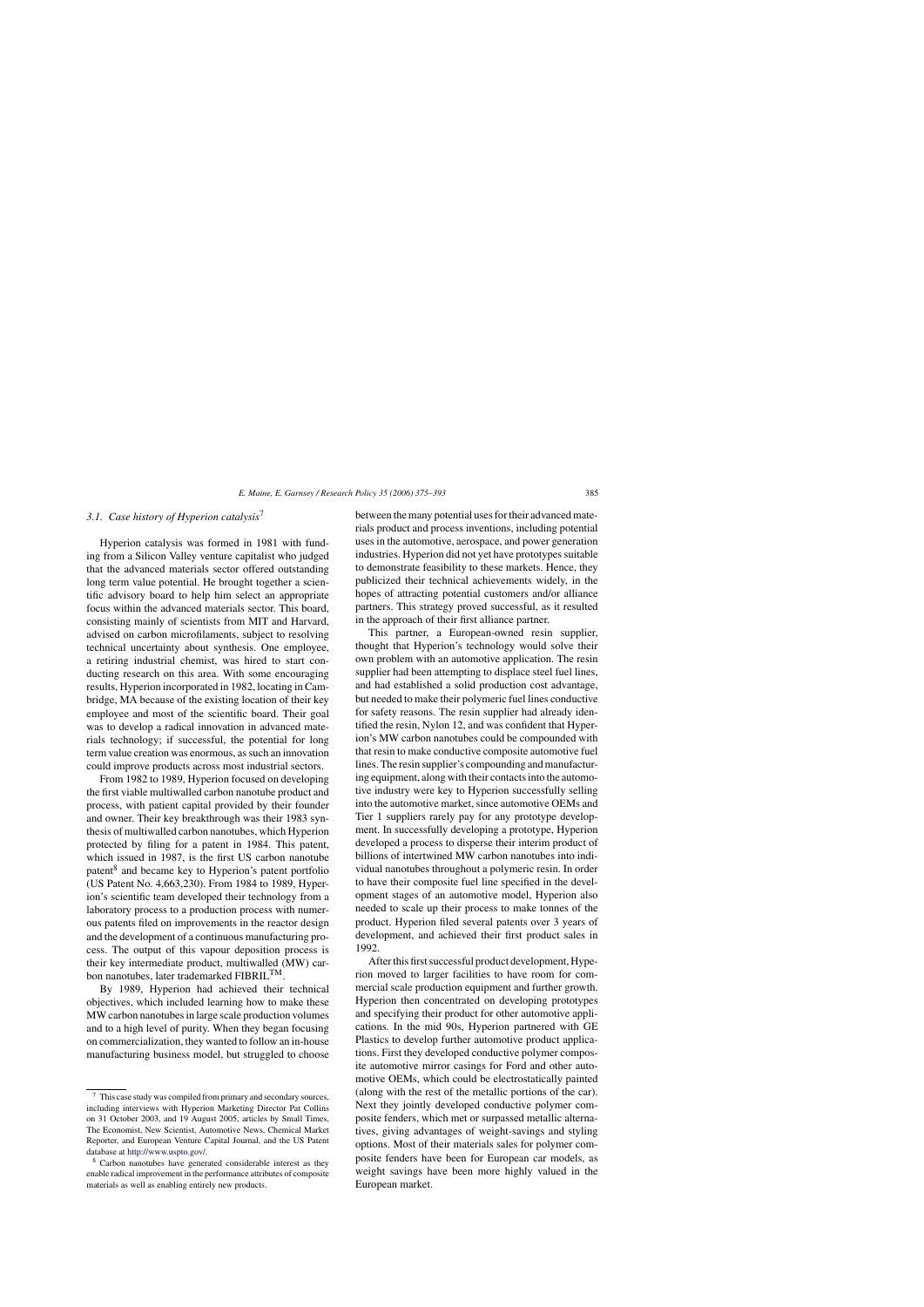### 3.1. Case history of Hyperion catalysis[7]

Hyperion catalysis was formed in 1981 with funding from a Silicon Valley venture capitalist who judged that the advanced materials sector offered outstanding long term value potential. He brought together a scientific advisory board to help him select an appropriate focus within the advanced materials sector. This board, consisting mainly of scientists from MIT and Harvard, advised on carbon microfilaments, subject to resolving technical uncertainty about synthesis. One employee, a retiring industrial chemist, was hired to start conducting research on this area. With some encouraging results, Hyperion incorporated in 1982, locating in Cambridge, MA because of the existing location of their key employee and most of the scientific board. Their goal was to develop a radical innovation in advanced materials technology; if successful, the potential for long term value creation was enormous, as such an innovation could improve products across most industrial sectors.

From 1982 to 1989, Hyperion focused on developing the first viable multiwalled carbon nanotube product and process, with patient capital provided by their founder and owner. Their key breakthrough was their 1983 synthesis of multiwalled carbon nanotubes, which Hyperion protected by filing for a patent in 1984. This patent, which issued in 1987, is the first US carbon nanotube patent[8] and became key to Hyperion's patent portfolio (US Patent No. 4,663,230). From 1984 to 1989, Hyperion's scientific team developed their technology from a laboratory process to a production process with numerous patents filed on improvements in the reactor design and the development of a continuous manufacturing process. The output of this vapour deposition process is their key intermediate product, multiwalled (MW) carbon nanotubes, later trademarked FIBRIL™.

By 1989, Hyperion had achieved their technical objectives, which included learning how to make these MW carbon nanotubes in large scale production volumes and to a high level of purity. When they began focusing on commercialization, they wanted to follow an in-house manufacturing business model, but struggled to choose between the many potential uses for their advanced materials product and process inventions, including potential uses in the automotive, aerospace, and power generation industries. Hyperion did not yet have prototypes suitable to demonstrate feasibility to these markets. Hence, they publicized their technical achievements widely, in the hopes of attracting potential customers and/or alliance partners. This strategy proved successful, as it resulted in the approach of their first alliance partner.

This partner, a European-owned resin supplier, thought that Hyperion's technology would solve their own problem with an automotive application. The resin supplier had been attempting to displace steel fuel lines, and had established a solid production cost advantage, but needed to make their polymeric fuel lines conductive for safety reasons. The resin supplier had already identified the resin, Nylon 12, and was confident that Hyperion's MW carbon nanotubes could be compounded with that resin to make conductive composite automotive fuel lines. The resin supplier's compounding and manufacturing equipment, along with their contacts into the automotive industry were key to Hyperion successfully selling into the automotive market, since automotive OEMs and Tier 1 suppliers rarely pay for any prototype development. In successfully developing a prototype, Hyperion developed a process to disperse their interim product of billions of intertwined MW carbon nanotubes into individual nanotubes throughout a polymeric resin. In order to have their composite fuel line specified in the development stages of an automotive model, Hyperion also needed to scale up their process to make tonnes of the product. Hyperion filed several patents over 3 years of development, and achieved their first product sales in 1992.

After this first successful product development, Hyperion moved to larger facilities to have room for commercial scale production equipment and further growth. Hyperion then concentrated on developing prototypes and specifying their product for other automotive applications. In the mid 90s, Hyperion partnered with GE Plastics to develop further automotive product applications. First they developed conductive polymer composite automotive mirror casings for Ford and other automotive OEMs, which could be electrostatically painted (along with the rest of the metallic portions of the car). Next they jointly developed conductive polymer composite fenders, which met or surpassed metallic alternatives, giving advantages of weight-savings and styling options. Most of their materials sales for polymer composite fenders have been for European car models, as weight savings have been more highly valued in the European market.

---

[7] This case study was compiled from primary and secondary sources, including interviews with Hyperion Marketing Director Pat Collins on 31 October 2003, and 19 August 2005, articles by Small Times, The Economist, New Scientist, Automotive News, Chemical Market Reporter, and European Venture Capital Journal, and the US Patent database at http://www.uspto.gov/.

[8] Carbon nanotubes have generated considerable interest as they enable radical improvement in the performance attributes of composite materials as well as enabling entirely new products.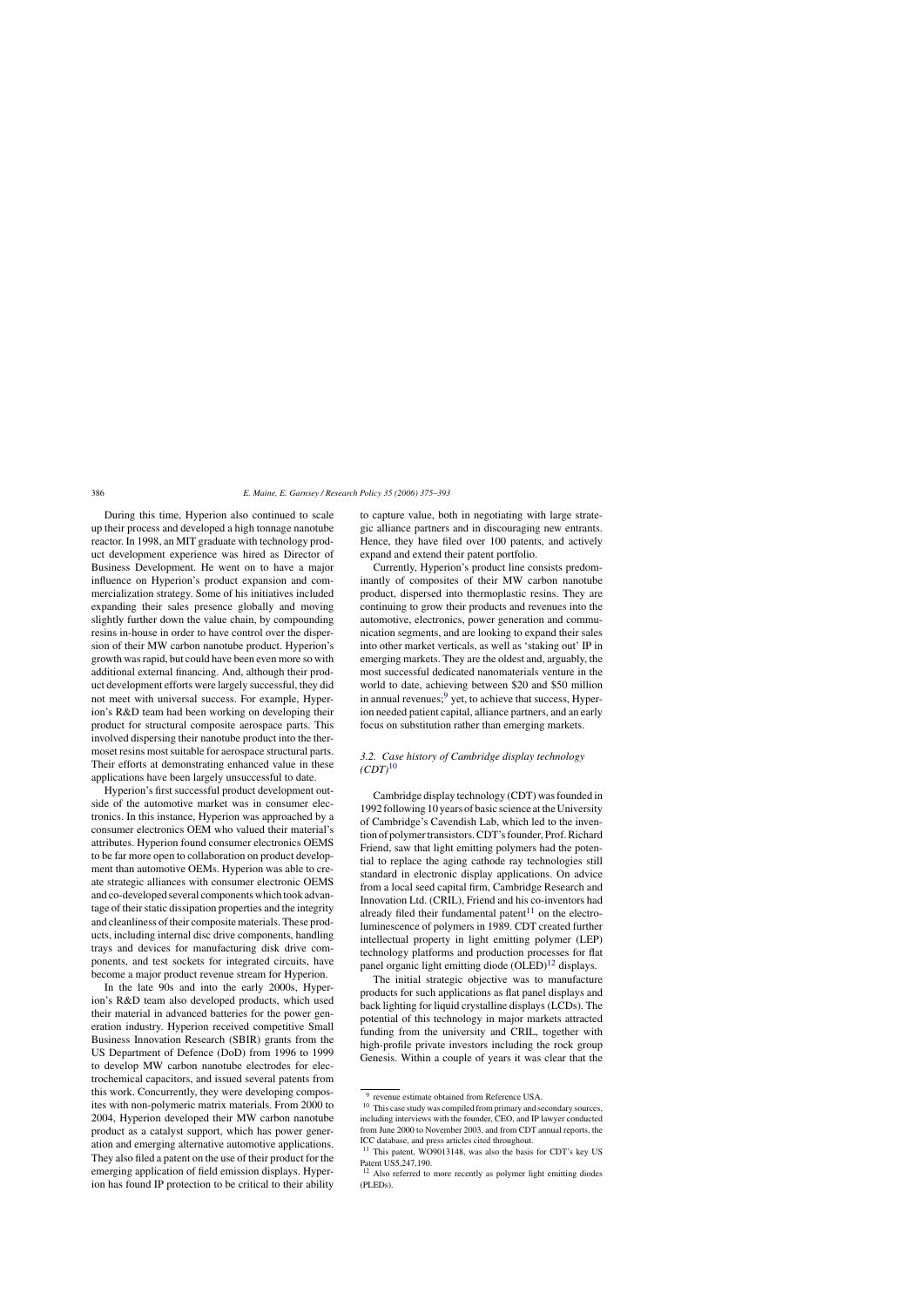During this time, Hyperion also continued to scale up their process and developed a high tonnage nanotube reactor. In 1998, an MIT graduate with technology product development experience was hired as Director of Business Development. He went on to have a major influence on Hyperion's product expansion and commercialization strategy. Some of his initiatives included expanding their sales presence globally and moving slightly further down the value chain, by compounding resins in-house in order to have control over the dispersion of their MW carbon nanotube product. Hyperion's growth was rapid, but could have been even more so with additional external financing. And, although their product development efforts were largely successful, they did not meet with universal success. For example, Hyperion's R&D team had been working on developing their product for structural composite aerospace parts. This involved dispersing their nanotube product into the thermoset resins most suitable for aerospace structural parts. Their efforts at demonstrating enhanced value in these applications have been largely unsuccessful to date.

Hyperion's first successful product development outside of the automotive market was in consumer electronics. In this instance, Hyperion was approached by a consumer electronics OEM who valued their material's attributes. Hyperion found consumer electronics OEMS to be far more open to collaboration on product development than automotive OEMs. Hyperion was able to create strategic alliances with consumer electronic OEMS and co-developed several components which took advantage of their static dissipation properties and the integrity and cleanliness of their composite materials. These products, including internal disc drive components, handling trays and devices for manufacturing disk drive components, and test sockets for integrated circuits, have become a major product revenue stream for Hyperion.

In the late 90s and into the early 2000s, Hyperion's R&D team also developed products, which used their material in advanced batteries for the power generation industry. Hyperion received competitive Small Business Innovation Research (SBIR) grants from the US Department of Defence (DoD) from 1996 to 1999 to develop MW carbon nanotube electrodes for electrochemical capacitors, and issued several patents from this work. Concurrently, they were developing composites with non-polymeric matrix materials. From 2000 to 2004, Hyperion developed their MW carbon nanotube product as a catalyst support, which has power generation and emerging alternative automotive applications. They also filed a patent on the use of their product for the emerging application of field emission displays. Hyperion has found IP protection to be critical to their ability to capture value, both in negotiating with large strategic alliance partners and in discouraging new entrants. Hence, they have filed over 100 patents, and actively expand and extend their patent portfolio.

Currently, Hyperion's product line consists predominantly of composites of their MW carbon nanotube product, dispersed into thermoplastic resins. They are continuing to grow their products and revenues into the automotive, electronics, power generation and communication segments, and are looking to expand their sales into other market verticals, as well as 'staking out' IP in emerging markets. They are the oldest and, arguably, the most successful dedicated nanomaterials venture in the world to date, achieving between \$20 and \$50 million in annual revenues;[9] yet, to achieve that success, Hyperion needed patient capital, alliance partners, and an early focus on substitution rather than emerging markets.

### 3.2. Case history of Cambridge display technology (CDT)[10]

Cambridge display technology (CDT) was founded in 1992 following 10 years of basic science at the University of Cambridge's Cavendish Lab, which led to the invention of polymer transistors. CDT's founder, Prof. Richard Friend, saw that light emitting polymers had the potential to replace the aging cathode ray technologies still standard in electronic display applications. On advice from a local seed capital firm, Cambridge Research and Innovation Ltd. (CRIL), Friend and his co-inventors had already filed their fundamental patent[11] on the electroluminescence of polymers in 1989. CDT created further intellectual property in light emitting polymer (LEP) technology platforms and production processes for flat panel organic light emitting diode (OLED)[12] displays.

The initial strategic objective was to manufacture products for such applications as flat panel displays and back lighting for liquid crystalline displays (LCDs). The potential of this technology in major markets attracted funding from the university and CRIL, together with high-profile private investors including the rock group Genesis. Within a couple of years it was clear that the

[9] revenue estimate obtained from Reference USA.

[10] This case study was compiled from primary and secondary sources, including interviews with the founder, CEO, and IP lawyer conducted from June 2000 to November 2003, and from CDT annual reports, the ICC database, and press articles cited throughout.

[11] This patent, WO9013148, was also the basis for CDT's key US Patent US5,247,190.

[12] Also referred to more recently as polymer light emitting diodes (PLEDs).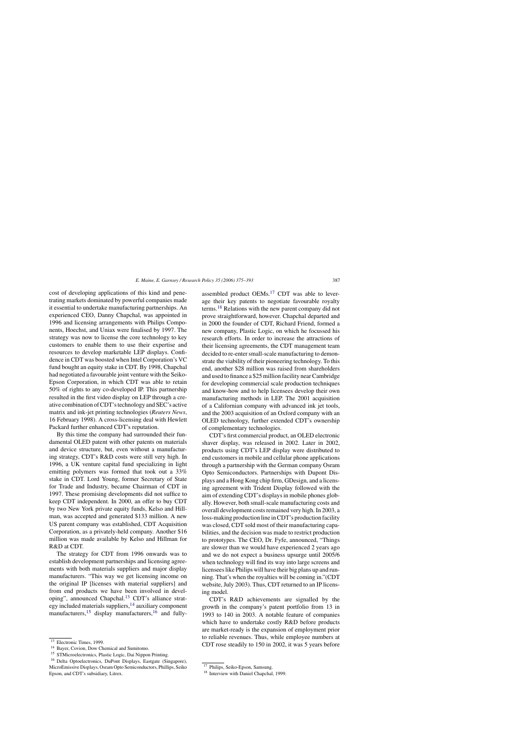cost of developing applications of this kind and penetrating markets dominated by powerful companies made it essential to undertake manufacturing partnerships. An experienced CEO, Danny Chapchal, was appointed in 1996 and licensing arrangements with Philips Components, Hoechst, and Uniax were finalised by 1997. The strategy was now to license the core technology to key customers to enable them to use their expertise and resources to develop marketable LEP displays. Confidence in CDT was boosted when Intel Corporation's VC fund bought an equity stake in CDT. By 1998, Chapchal had negotiated a favourable joint venture with the Seiko-Epson Corporation, in which CDT was able to retain 50% of rights to any co-developed IP. This partnership resulted in the first video display on LEP through a creative combination of CDT's technology and SEC's active matrix and ink-jet printing technologies (*Reuters News*, 16 February 1998). A cross-licensing deal with Hewlett Packard further enhanced CDT's reputation.

By this time the company had surrounded their fundamental OLED patent with other patents on materials and device structure, but, even without a manufacturing strategy, CDT's R&D costs were still very high. In 1996, a UK venture capital fund specializing in light emitting polymers was formed that took out a 33% stake in CDT. Lord Young, former Secretary of State for Trade and Industry, became Chairman of CDT in 1997. These promising developments did not suffice to keep CDT independent. In 2000, an offer to buy CDT by two New York private equity funds, Kelso and Hillman, was accepted and generated $133 million. A new US parent company was established, CDT Acquisition Corporation, as a privately-held company. Another $16 million was made available by Kelso and Hillman for R&D at CDT.

The strategy for CDT from 1996 onwards was to establish development partnerships and licensing agreements with both materials suppliers and major display manufacturers. "This way we get licensing income on the original IP [licenses with material suppliers] and from end products we have been involved in developing", announced Chapchal.[13] CDT's alliance strategy included materials suppliers,[14] auxiliary component manufacturers,[15] display manufacturers,[16] and fully-assembled product OEMs.[17] CDT was able to leverage their key patents to negotiate favourable royalty terms.[18] Relations with the new parent company did not prove straightforward, however. Chapchal departed and in 2000 the founder of CDT, Richard Friend, formed a new company, Plastic Logic, on which he focussed his research efforts. In order to increase the attractions of their licensing agreements, the CDT management team decided to re-enter small-scale manufacturing to demonstrate the viability of their pioneering technology. To this end, another $28 million was raised from shareholders and used to finance a $25 million facility near Cambridge for developing commercial scale production techniques and know-how and to help licensees develop their own manufacturing methods in LEP. The 2001 acquisition of a Californian company with advanced ink jet tools, and the 2003 acquisition of an Oxford company with an OLED technology, further extended CDT's ownership of complementary technologies.

CDT's first commercial product, an OLED electronic shaver display, was released in 2002. Later in 2002, products using CDT's LEP display were distributed to end customers in mobile and cellular phone applications through a partnership with the German company Osram Opto Semiconductors. Partnerships with Dupont Displays and a Hong Kong chip firm, GDesign, and a licensing agreement with Trident Display followed with the aim of extending CDT's displays in mobile phones globally. However, both small-scale manufacturing costs and overall development costs remained very high. In 2003, a loss-making production line in CDT's production facility was closed, CDT sold most of their manufacturing capabilities, and the decision was made to restrict production to prototypes. The CEO, Dr. Fyfe, announced, "Things are slower than we would have experienced 2 years ago and we do not expect a business upsurge until 2005/6 when technology will find its way into large screens and licensees like Philips will have their big plans up and running. That's when the royalties will be coming in."(CDT website, July 2003). Thus, CDT returned to an IP licensing model.

CDT's R&D achievements are signalled by the growth in the company's patent portfolio from 13 in 1993 to 140 in 2003. A notable feature of companies which have to undertake costly R&D before products are market-ready is the expansion of employment prior to reliable revenues. Thus, while employee numbers at CDT rose steadily to 150 in 2002, it was 5 years before

[13] Electronic Times, 1999.

[14] Bayer, Covion, Dow Chemical and Sumitomo.

[15] STMicroelectronics, Plastic Logic, Dai Nippon Printing.

[16] Delta Optoelectronics, DuPont Displays, Eastgate (Singapore), MicroEmissive Displays, Osram Opto Semiconductors, Phillips, Seiko Epson, and CDT's subsidiary, Litrex.

[17] Philips, Seiko-Epson, Samsung.

[18] Interview with Daniel Chapchal, 1999.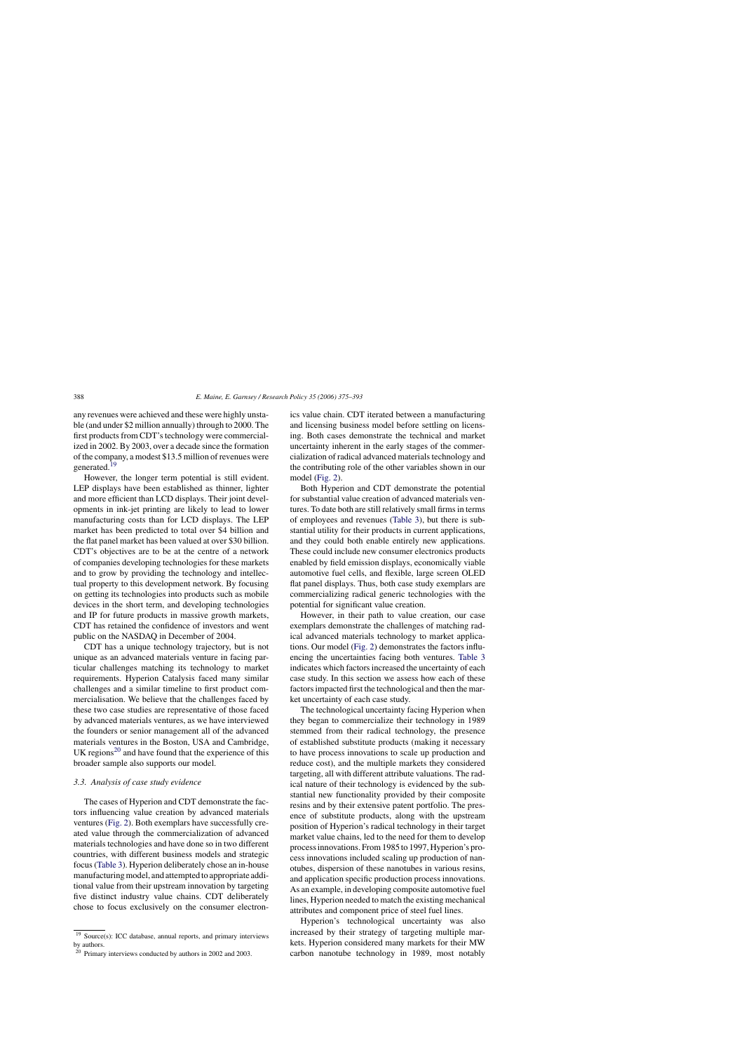any revenues were achieved and these were highly unstable (and under \$2 million annually) through to 2000. The first products from CDT's technology were commercialized in 2002. By 2003, over a decade since the formation of the company, a modest \$13.5 million of revenues were generated.[19]

However, the longer term potential is still evident. LEP displays have been established as thinner, lighter and more efficient than LCD displays. Their joint developments in ink-jet printing are likely to lead to lower manufacturing costs than for LCD displays. The LEP market has been predicted to total over \$4 billion and the flat panel market has been valued at over \$30 billion. CDT's objectives are to be at the centre of a network of companies developing technologies for these markets and to grow by providing the technology and intellectual property to this development network. By focusing on getting its technologies into products such as mobile devices in the short term, and developing technologies and IP for future products in massive growth markets, CDT has retained the confidence of investors and went public on the NASDAQ in December of 2004.

CDT has a unique technology trajectory, but is not unique as an advanced materials venture in facing particular challenges matching its technology to market requirements. Hyperion Catalysis faced many similar challenges and a similar timeline to first product commercialisation. We believe that the challenges faced by these two case studies are representative of those faced by advanced materials ventures, as we have interviewed the founders or senior management all of the advanced materials ventures in the Boston, USA and Cambridge, UK regions[20] and have found that the experience of this broader sample also supports our model.

### 3.3. Analysis of case study evidence

The cases of Hyperion and CDT demonstrate the factors influencing value creation by advanced materials ventures (Fig. 2). Both exemplars have successfully created value through the commercialization of advanced materials technologies and have done so in two different countries, with different business models and strategic focus (Table 3). Hyperion deliberately chose an in-house manufacturing model, and attempted to appropriate additional value from their upstream innovation by targeting five distinct industry value chains. CDT deliberately chose to focus exclusively on the consumer electronics value chain. CDT iterated between a manufacturing and licensing business model before settling on licensing. Both cases demonstrate the technical and market uncertainty inherent in the early stages of the commercialization of radical advanced materials technology and the contributing role of the other variables shown in our model (Fig. 2).

Both Hyperion and CDT demonstrate the potential for substantial value creation of advanced materials ventures. To date both are still relatively small firms in terms of employees and revenues (Table 3), but there is substantial utility for their products in current applications, and they could both enable entirely new applications. These could include new consumer electronics products enabled by field emission displays, economically viable automotive fuel cells, and flexible, large screen OLED flat panel displays. Thus, both case study exemplars are commercializing radical generic technologies with the potential for significant value creation.

However, in their path to value creation, our case exemplars demonstrate the challenges of matching radical advanced materials technology to market applications. Our model (Fig. 2) demonstrates the factors influencing the uncertainties facing both ventures. Table 3 indicates which factors increased the uncertainty of each case study. In this section we assess how each of these factors impacted first the technological and then the market uncertainty of each case study.

The technological uncertainty facing Hyperion when they began to commercialize their technology in 1989 stemmed from their radical technology, the presence of established substitute products (making it necessary to have process innovations to scale up production and reduce cost), and the multiple markets they considered targeting, all with different attribute valuations. The radical nature of their technology is evidenced by the substantial new functionality provided by their composite resins and by their extensive patent portfolio. The presence of substitute products, along with the upstream position of Hyperion's radical technology in their target market value chains, led to the need for them to develop process innovations. From 1985 to 1997, Hyperion's process innovations included scaling up production of nanotubes, dispersion of these nanotubes in various resins, and application specific production process innovations. As an example, in developing composite automotive fuel lines, Hyperion needed to match the existing mechanical attributes and component price of steel fuel lines.

Hyperion's technological uncertainty was also increased by their strategy of targeting multiple markets. Hyperion considered many markets for their MW carbon nanotube technology in 1989, most notably

---

[19] Source(s): ICC database, annual reports, and primary interviews by authors.

[20] Primary interviews conducted by authors in 2002 and 2003.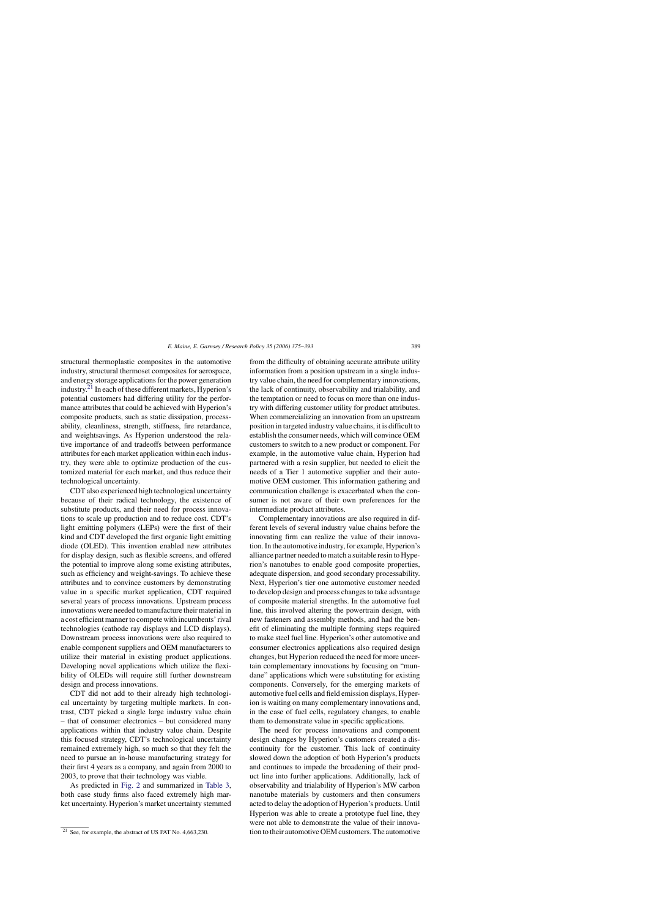structural thermoplastic composites in the automotive industry, structural thermoset composites for aerospace, and energy storage applications for the power generation industry.[21] In each of these different markets, Hyperion's potential customers had differing utility for the performance attributes that could be achieved with Hyperion's composite products, such as static dissipation, processability, cleanliness, strength, stiffness, fire retardance, and weightsavings. As Hyperion understood the relative importance of and tradeoffs between performance attributes for each market application within each industry, they were able to optimize production of the customized material for each market, and thus reduce their technological uncertainty.

CDT also experienced high technological uncertainty because of their radical technology, the existence of substitute products, and their need for process innovations to scale up production and to reduce cost. CDT's light emitting polymers (LEPs) were the first of their kind and CDT developed the first organic light emitting diode (OLED). This invention enabled new attributes for display design, such as flexible screens, and offered the potential to improve along some existing attributes, such as efficiency and weight-savings. To achieve these attributes and to convince customers by demonstrating value in a specific market application, CDT required several years of process innovations. Upstream process innovations were needed to manufacture their material in a cost efficient manner to compete with incumbents' rival technologies (cathode ray displays and LCD displays). Downstream process innovations were also required to enable component suppliers and OEM manufacturers to utilize their material in existing product applications. Developing novel applications which utilize the flexibility of OLEDs will require still further downstream design and process innovations.

CDT did not add to their already high technological uncertainty by targeting multiple markets. In contrast, CDT picked a single large industry value chain – that of consumer electronics – but considered many applications within that industry value chain. Despite this focused strategy, CDT's technological uncertainty remained extremely high, so much so that they felt the need to pursue an in-house manufacturing strategy for their first 4 years as a company, and again from 2000 to 2003, to prove that their technology was viable.

As predicted in Fig. 2 and summarized in Table 3, both case study firms also faced extremely high market uncertainty. Hyperion's market uncertainty stemmed from the difficulty of obtaining accurate attribute utility information from a position upstream in a single industry value chain, the need for complementary innovations, the lack of continuity, observability and trialability, and the temptation or need to focus on more than one industry with differing customer utility for product attributes. When commercializing an innovation from an upstream position in targeted industry value chains, it is difficult to establish the consumer needs, which will convince OEM customers to switch to a new product or component. For example, in the automotive value chain, Hyperion had partnered with a resin supplier, but needed to elicit the needs of a Tier 1 automotive supplier and their automotive OEM customer. This information gathering and communication challenge is exacerbated when the consumer is not aware of their own preferences for the intermediate product attributes.

Complementary innovations are also required in different levels of several industry value chains before the innovating firm can realize the value of their innovation. In the automotive industry, for example, Hyperion's alliance partner needed to match a suitable resin to Hyperion's nanotubes to enable good composite properties, adequate dispersion, and good secondary processability. Next, Hyperion's tier one automotive customer needed to develop design and process changes to take advantage of composite material strengths. In the automotive fuel line, this involved altering the powertrain design, with new fasteners and assembly methods, and had the benefit of eliminating the multiple forming steps required to make steel fuel line. Hyperion's other automotive and consumer electronics applications also required design changes, but Hyperion reduced the need for more uncertain complementary innovations by focusing on "mundane" applications which were substituting for existing components. Conversely, for the emerging markets of automotive fuel cells and field emission displays, Hyperion is waiting on many complementary innovations and, in the case of fuel cells, regulatory changes, to enable them to demonstrate value in specific applications.

The need for process innovations and component design changes by Hyperion's customers created a discontinuity for the customer. This lack of continuity slowed down the adoption of both Hyperion's products and continues to impede the broadening of their product line into further applications. Additionally, lack of observability and trialability of Hyperion's MW carbon nanotube materials by customers and then consumers acted to delay the adoption of Hyperion's products. Until Hyperion was able to create a prototype fuel line, they were not able to demonstrate the value of their innovation to their automotive OEM customers. The automotive

[21] See, for example, the abstract of US PAT No. 4,663,230.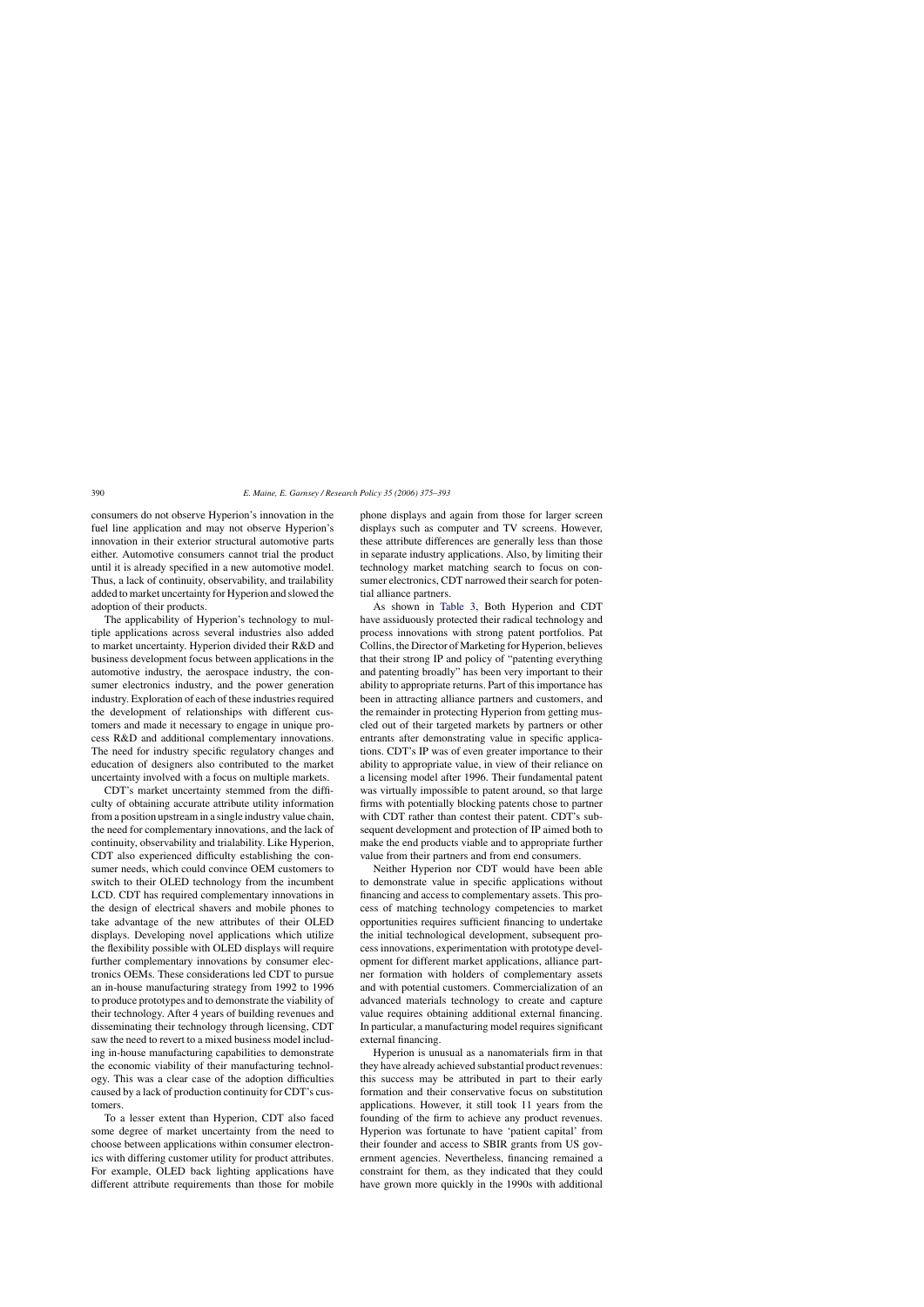consumers do not observe Hyperion's innovation in the fuel line application and may not observe Hyperion's innovation in their exterior structural automotive parts either. Automotive consumers cannot trial the product until it is already specified in a new automotive model. Thus, a lack of continuity, observability, and trailability added to market uncertainty for Hyperion and slowed the adoption of their products.

The applicability of Hyperion's technology to multiple applications across several industries also added to market uncertainty. Hyperion divided their R&D and business development focus between applications in the automotive industry, the aerospace industry, the consumer electronics industry, and the power generation industry. Exploration of each of these industries required the development of relationships with different customers and made it necessary to engage in unique process R&D and additional complementary innovations. The need for industry specific regulatory changes and education of designers also contributed to the market uncertainty involved with a focus on multiple markets.

CDT's market uncertainty stemmed from the difficulty of obtaining accurate attribute utility information from a position upstream in a single industry value chain, the need for complementary innovations, and the lack of continuity, observability and trialability. Like Hyperion, CDT also experienced difficulty establishing the consumer needs, which could convince OEM customers to switch to their OLED technology from the incumbent LCD. CDT has required complementary innovations in the design of electrical shavers and mobile phones to take advantage of the new attributes of their OLED displays. Developing novel applications which utilize the flexibility possible with OLED displays will require further complementary innovations by consumer electronics OEMs. These considerations led CDT to pursue an in-house manufacturing strategy from 1992 to 1996 to produce prototypes and to demonstrate the viability of their technology. After 4 years of building revenues and disseminating their technology through licensing, CDT saw the need to revert to a mixed business model including in-house manufacturing capabilities to demonstrate the economic viability of their manufacturing technology. This was a clear case of the adoption difficulties caused by a lack of production continuity for CDT's customers.

To a lesser extent than Hyperion, CDT also faced some degree of market uncertainty from the need to choose between applications within consumer electronics with differing customer utility for product attributes. For example, OLED back lighting applications have different attribute requirements than those for mobile phone displays and again from those for larger screen displays such as computer and TV screens. However, these attribute differences are generally less than those in separate industry applications. Also, by limiting their technology market matching search to focus on consumer electronics, CDT narrowed their search for potential alliance partners.

As shown in Table 3, Both Hyperion and CDT have assiduously protected their radical technology and process innovations with strong patent portfolios. Pat Collins, the Director of Marketing for Hyperion, believes that their strong IP and policy of "patenting everything and patenting broadly" has been very important to their ability to appropriate returns. Part of this importance has been in attracting alliance partners and customers, and the remainder in protecting Hyperion from getting muscled out of their targeted markets by partners or other entrants after demonstrating value in specific applications. CDT's IP was of even greater importance to their ability to appropriate value, in view of their reliance on a licensing model after 1996. Their fundamental patent was virtually impossible to patent around, so that large firms with potentially blocking patents chose to partner with CDT rather than contest their patent. CDT's subsequent development and protection of IP aimed both to make the end products viable and to appropriate further value from their partners and from end consumers.

Neither Hyperion nor CDT would have been able to demonstrate value in specific applications without financing and access to complementary assets. This process of matching technology competencies to market opportunities requires sufficient financing to undertake the initial technological development, subsequent process innovations, experimentation with prototype development for different market applications, alliance partner formation with holders of complementary assets and with potential customers. Commercialization of an advanced materials technology to create and capture value requires obtaining additional external financing. In particular, a manufacturing model requires significant external financing.

Hyperion is unusual as a nanomaterials firm in that they have already achieved substantial product revenues: this success may be attributed in part to their early formation and their conservative focus on substitution applications. However, it still took 11 years from the founding of the firm to achieve any product revenues. Hyperion was fortunate to have 'patient capital' from their founder and access to SBIR grants from US government agencies. Nevertheless, financing remained a constraint for them, as they indicated that they could have grown more quickly in the 1990s with additional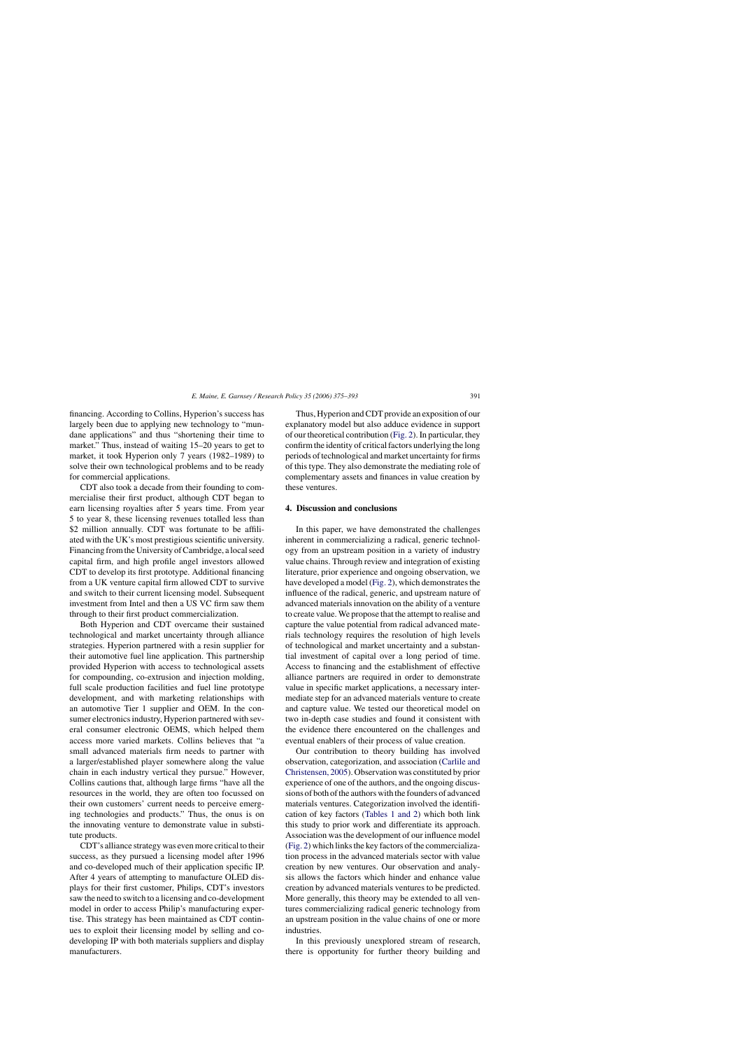financing. According to Collins, Hyperion's success has largely been due to applying new technology to "mundane applications" and thus "shortening their time to market." Thus, instead of waiting 15–20 years to get to market, it took Hyperion only 7 years (1982–1989) to solve their own technological problems and to be ready for commercial applications.

CDT also took a decade from their founding to commercialise their first product, although CDT began to earn licensing royalties after 5 years time. From year 5 to year 8, these licensing revenues totalled less than \$2 million annually. CDT was fortunate to be affiliated with the UK's most prestigious scientific university. Financing from the University of Cambridge, a local seed capital firm, and high profile angel investors allowed CDT to develop its first prototype. Additional financing from a UK venture capital firm allowed CDT to survive and switch to their current licensing model. Subsequent investment from Intel and then a US VC firm saw them through to their first product commercialization.

Both Hyperion and CDT overcame their sustained technological and market uncertainty through alliance strategies. Hyperion partnered with a resin supplier for their automotive fuel line application. This partnership provided Hyperion with access to technological assets for compounding, co-extrusion and injection molding, full scale production facilities and fuel line prototype development, and with marketing relationships with an automotive Tier 1 supplier and OEM. In the consumer electronics industry, Hyperion partnered with several consumer electronic OEMS, which helped them access more varied markets. Collins believes that "a small advanced materials firm needs to partner with a larger/established player somewhere along the value chain in each industry vertical they pursue." However, Collins cautions that, although large firms "have all the resources in the world, they are often too focussed on their own customers' current needs to perceive emerging technologies and products." Thus, the onus is on the innovating venture to demonstrate value in substitute products.

CDT's alliance strategy was even more critical to their success, as they pursued a licensing model after 1996 and co-developed much of their application specific IP. After 4 years of attempting to manufacture OLED displays for their first customer, Philips, CDT's investors saw the need to switch to a licensing and co-development model in order to access Philip's manufacturing expertise. This strategy has been maintained as CDT continues to exploit their licensing model by selling and co-developing IP with both materials suppliers and display manufacturers.

Thus, Hyperion and CDT provide an exposition of our explanatory model but also adduce evidence in support of our theoretical contribution (Fig. 2). In particular, they confirm the identity of critical factors underlying the long periods of technological and market uncertainty for firms of this type. They also demonstrate the mediating role of complementary assets and finances in value creation by these ventures.

## 4. Discussion and conclusions

In this paper, we have demonstrated the challenges inherent in commercializing a radical, generic technology from an upstream position in a variety of industry value chains. Through review and integration of existing literature, prior experience and ongoing observation, we have developed a model (Fig. 2), which demonstrates the influence of the radical, generic, and upstream nature of advanced materials innovation on the ability of a venture to create value. We propose that the attempt to realise and capture the value potential from radical advanced materials technology requires the resolution of high levels of technological and market uncertainty and a substantial investment of capital over a long period of time. Access to financing and the establishment of effective alliance partners are required in order to demonstrate value in specific market applications, a necessary intermediate step for an advanced materials venture to create and capture value. We tested our theoretical model on two in-depth case studies and found it consistent with the evidence there encountered on the challenges and eventual enablers of their process of value creation.

Our contribution to theory building has involved observation, categorization, and association (Carlile and Christensen, 2005). Observation was constituted by prior experience of one of the authors, and the ongoing discussions of both of the authors with the founders of advanced materials ventures. Categorization involved the identification of key factors (Tables 1 and 2) which both link this study to prior work and differentiate its approach. Association was the development of our influence model (Fig. 2) which links the key factors of the commercialization process in the advanced materials sector with value creation by new ventures. Our observation and analysis allows the factors which hinder and enhance value creation by advanced materials ventures to be predicted. More generally, this theory may be extended to all ventures commercializing radical generic technology from an upstream position in the value chains of one or more industries.

In this previously unexplored stream of research, there is opportunity for further theory building and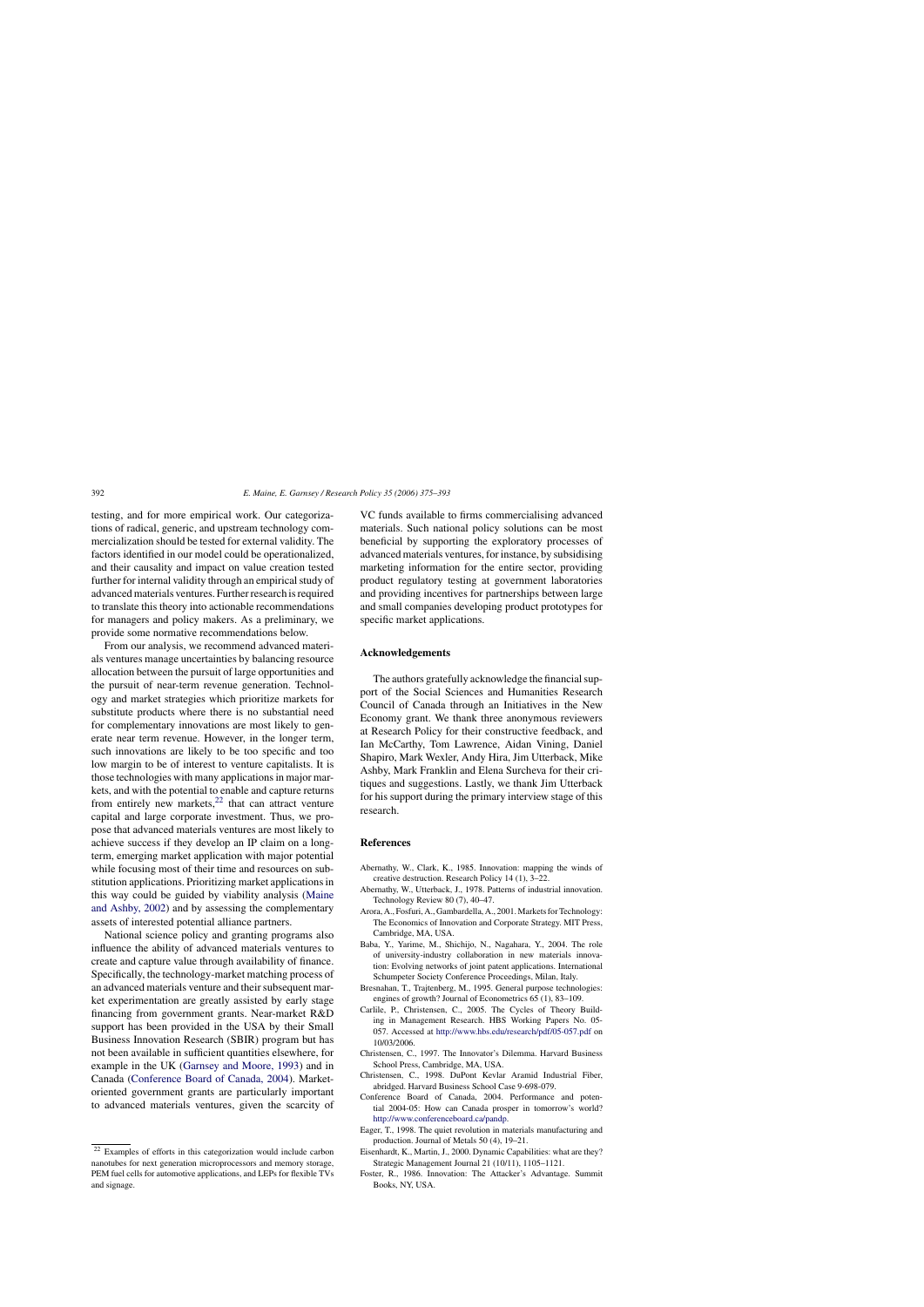testing, and for more empirical work. Our categorizations of radical, generic, and upstream technology commercialization should be tested for external validity. The factors identified in our model could be operationalized, and their causality and impact on value creation tested further for internal validity through an empirical study of advanced materials ventures. Further research is required to translate this theory into actionable recommendations for managers and policy makers. As a preliminary, we provide some normative recommendations below.

From our analysis, we recommend advanced materials ventures manage uncertainties by balancing resource allocation between the pursuit of large opportunities and the pursuit of near-term revenue generation. Technology and market strategies which prioritize markets for substitute products where there is no substantial need for complementary innovations are most likely to generate near term revenue. However, in the longer term, such innovations are likely to be too specific and too low margin to be of interest to venture capitalists. It is those technologies with many applications in major markets, and with the potential to enable and capture returns from entirely new markets,[22] that can attract venture capital and large corporate investment. Thus, we propose that advanced materials ventures are most likely to achieve success if they develop an IP claim on a long-term, emerging market application with major potential while focusing most of their time and resources on substitution applications. Prioritizing market applications in this way could be guided by viability analysis (Maine and Ashby, 2002) and by assessing the complementary assets of interested potential alliance partners.

National science policy and granting programs also influence the ability of advanced materials ventures to create and capture value through availability of finance. Specifically, the technology-market matching process of an advanced materials venture and their subsequent market experimentation are greatly assisted by early stage financing from government grants. Near-market R&D support has been provided in the USA by their Small Business Innovation Research (SBIR) program but has not been available in sufficient quantities elsewhere, for example in the UK (Garnsey and Moore, 1993) and in Canada (Conference Board of Canada, 2004). Market-oriented government grants are particularly important to advanced materials ventures, given the scarcity of VC funds available to firms commercialising advanced materials. Such national policy solutions can be most beneficial by supporting the exploratory processes of advanced materials ventures, for instance, by subsidising marketing information for the entire sector, providing product regulatory testing at government laboratories and providing incentives for partnerships between large and small companies developing product prototypes for specific market applications.

[22] Examples of efforts in this categorization would include carbon nanotubes for next generation microprocessors and memory storage, PEM fuel cells for automotive applications, and LEPs for flexible TVs and signage.

## Acknowledgements

The authors gratefully acknowledge the financial support of the Social Sciences and Humanities Research Council of Canada through an Initiatives in the New Economy grant. We thank three anonymous reviewers at Research Policy for their constructive feedback, and Ian McCarthy, Tom Lawrence, Aidan Vining, Daniel Shapiro, Mark Wexler, Andy Hira, Jim Utterback, Mike Ashby, Mark Franklin and Elena Surcheva for their critiques and suggestions. Lastly, we thank Jim Utterback for his support during the primary interview stage of this research.

## References

Abernathy, W., Clark, K., 1985. Innovation: mapping the winds of creative destruction. Research Policy 14 (1), 3–22.

Abernathy, W., Utterback, J., 1978. Patterns of industrial innovation. Technology Review 80 (7), 40–47.

Arora, A., Fosfuri, A., Gambardella, A., 2001. Markets for Technology: The Economics of Innovation and Corporate Strategy. MIT Press, Cambridge, MA, USA.

Baba, Y., Yarime, M., Shichijo, N., Nagahara, Y., 2004. The role of university-industry collaboration in new materials innovation: Evolving networks of joint patent applications. International Schumpeter Society Conference Proceedings, Milan, Italy.

Bresnahan, T., Trajtenberg, M., 1995. General purpose technologies: engines of growth? Journal of Econometrics 65 (1), 83–109.

Carlile, P., Christensen, C., 2005. The Cycles of Theory Building in Management Research. HBS Working Papers No. 05-057. Accessed at http://www.hbs.edu/research/pdf/05-057.pdf on 10/03/2006.

Christensen, C., 1997. The Innovator's Dilemma. Harvard Business School Press, Cambridge, MA, USA.

Christensen, C., 1998. DuPont Kevlar Aramid Industrial Fiber, abridged. Harvard Business School Case 9-698-079.

Conference Board of Canada, 2004. Performance and potential 2004-05: How can Canada prosper in tomorrow's world? http://www.conferenceboard.ca/pandp.

Eager, T., 1998. The quiet revolution in materials manufacturing and production. Journal of Metals 50 (4), 19–21.

Eisenhardt, K., Martin, J., 2000. Dynamic Capabilities: what are they? Strategic Management Journal 21 (10/11), 1105–1121.

Foster, R., 1986. Innovation: The Attacker's Advantage. Summit Books, NY, USA.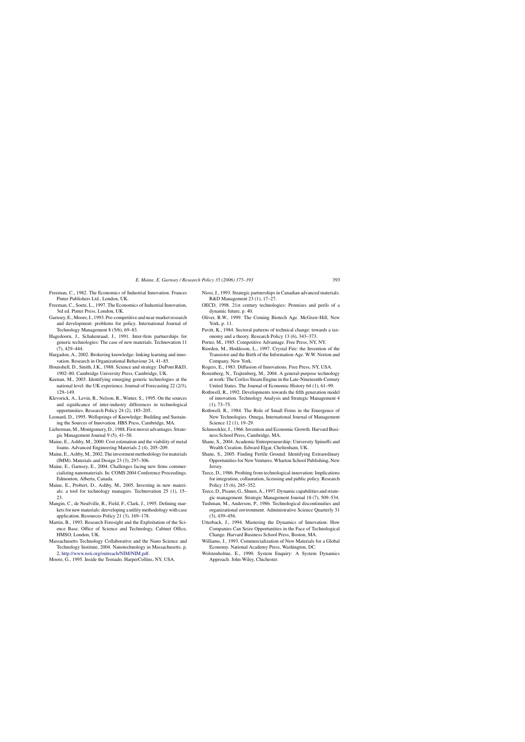Freeman, C., 1982. The Economics of Industrial Innovation. Frances Pinter Publishers Ltd., London, UK.

Freeman, C., Soete, L., 1997. The Economics of Industrial Innovation, 3rd ed. Pinter Press, London, UK.

Garnsey, E., Moore, I., 1993. Pre-competitive and near-market research and development: problems for policy. International Journal of Technology Management 8 (5/6), 69–83.

Hagedoorn, J., Schakenraad, J., 1991. Inter-firm partnerships for generic technologies: The case of new materials. Technovation 11 (7), 429–444.

Hargadon, A., 2002. Brokering knowledge: linking learning and innovation. Research in Organizational Behaviour 24, 41–85.

Hounshell, D., Smith, J.K., 1988. Science and strategy: DuPont R&D, 1902–80. Cambridge University Press, Cambridge, UK.

Keenan, M., 2003. Identifying emerging generic technologies at the national level: the UK experience. Journal of Forecasting 22 (2/3), 129–149.

Klevorick, A., Levin, R., Nelson, R., Winter, S., 1995. On the sources and significance of inter-industry differences in technological opportunities. Research Policy 24 (2), 185–205.

Leonard, D., 1995. Wellsprings of Knowledge: Building and Sustaining the Sources of Innovation. HBS Press, Cambridge, MA.

Lieberman, M., Montgomery, D., 1988. First mover advantages. Strategic Management Journal 9 (5), 41–58.

Maine, E., Ashby, M., 2000. Cost estimation and the viability of metal foams. Advanced Engineering Materials 2 (4), 205–209.

Maine, E., Ashby, M., 2002. The investment methodology for materials (IMM). Materials and Design 23 (3), 297–306.

Maine, E., Garnsey, E., 2004. Challenges facing new firms commercializing nanomaterials. In: COMS 2004 Conference Proceedings. Edmonton, Alberta, Canada.

Maine, E., Probert, D., Ashby, M., 2005. Investing in new materials: a tool for technology managers. Technovation 25 (1), 15–23.

Mangin, C., de Neufville, R., Field, F., Clark, J., 1995. Defining markets for new materials: deeveloping a utility methodology with case application. Resources Policy 21 (3), 169–178.

Martin, B., 1993. Research Foresight and the Exploitation of the Science Base. Office of Science and Technology, Cabinet Office, HMSO, London, UK.

Massachusetts Technology Collaborative and the Nano Science and Technology Institute, 2004. Nanotechnology in Massachusetts. p. 2, http://www.nsti.org/outreach/NIM/NIM.pdf.

Moore, G., 1995. Inside the Tornado. HarperCollins, NY, USA.

Niosi, J., 1993. Strategic partnerships in Canadian advanced materials. R&D Management 23 (1), 17–27.

OECD, 1998. 21st century technologies: Promises and perils of a dynamic future, p. 40.

Oliver, R.W., 1999. The Coming Biotech Age. McGraw-Hill, New York, p. 11.

Pavitt, K., 1984. Sectoral patterns of technical change: towards a taxonomy and a theory. Research Policy 13 (6), 343–373.

Porter, M., 1985. Competitive Advantage. Free Press, NY, NY.

Riorden, M., Hoddeson, L., 1997. Crystal Fire: the Invention of the Transistor and the Birth of the Information Age. W.W. Norton and Company, New York.

Rogers, E., 1983. Diffusion of Innovations. Free Press, NY, USA.

Rosenberg, N., Trajtenberg, M., 2004. A general-purpose technology at work: The Corliss Steam Engine in the Late-Nineteenth-Century United States. The Journal of Economic History 64 (1), 61–99.

Rothwell, R., 1992. Developments towards the fifth generation model of innovation. Technology Analysis and Strategic Management 4 (1), 73–75.

Rothwell, R., 1984. The Role of Small Firms in the Emergence of New Technologies. Omega, International Journal of Management Science 12 (1), 19–29.

Schmookler, J., 1966. Invention and Economic Growth. Harvard Business School Press, Cambridge, MA.

Shane, S., 2004. Academic Entrepreneurship: University Spinoffs and Wealth Creation. Edward Elgar, Cheltenham, UK.

Shane, S., 2005. Finding Fertile Ground: Identifying Extraordinary Opportunities for New Ventures. Wharton School Publishing, New Jersey.

Teece, D., 1986. Profiting from technological innovation: Implications for integration, collaoration, licensing and public policy. Research Policy 15 (6), 285–352.

Teece, D., Pisano, G., Shuen, A., 1997. Dynamic capabilities and strategic management. Strategic Management Journal 18 (7), 509–534.

Tushman, M., Anderson, P., 1986. Technological discontinuities and organizational environment. Administrative Science Quarterly 31 (3), 439–456.

Utterback, J., 1994. Mastering the Dynamics of Innovation: How Companies Can Seize Opportunities in the Face of Technological Change. Harvard Business School Press, Boston, MA.

Williams, J., 1993. Commercialization of New Materials for a Global Economy. National Academy Press, Washington, DC.

Wolstenholme, E., 1990. System Enquiry: A System Dynamics Approach. John Wiley, Chichester.